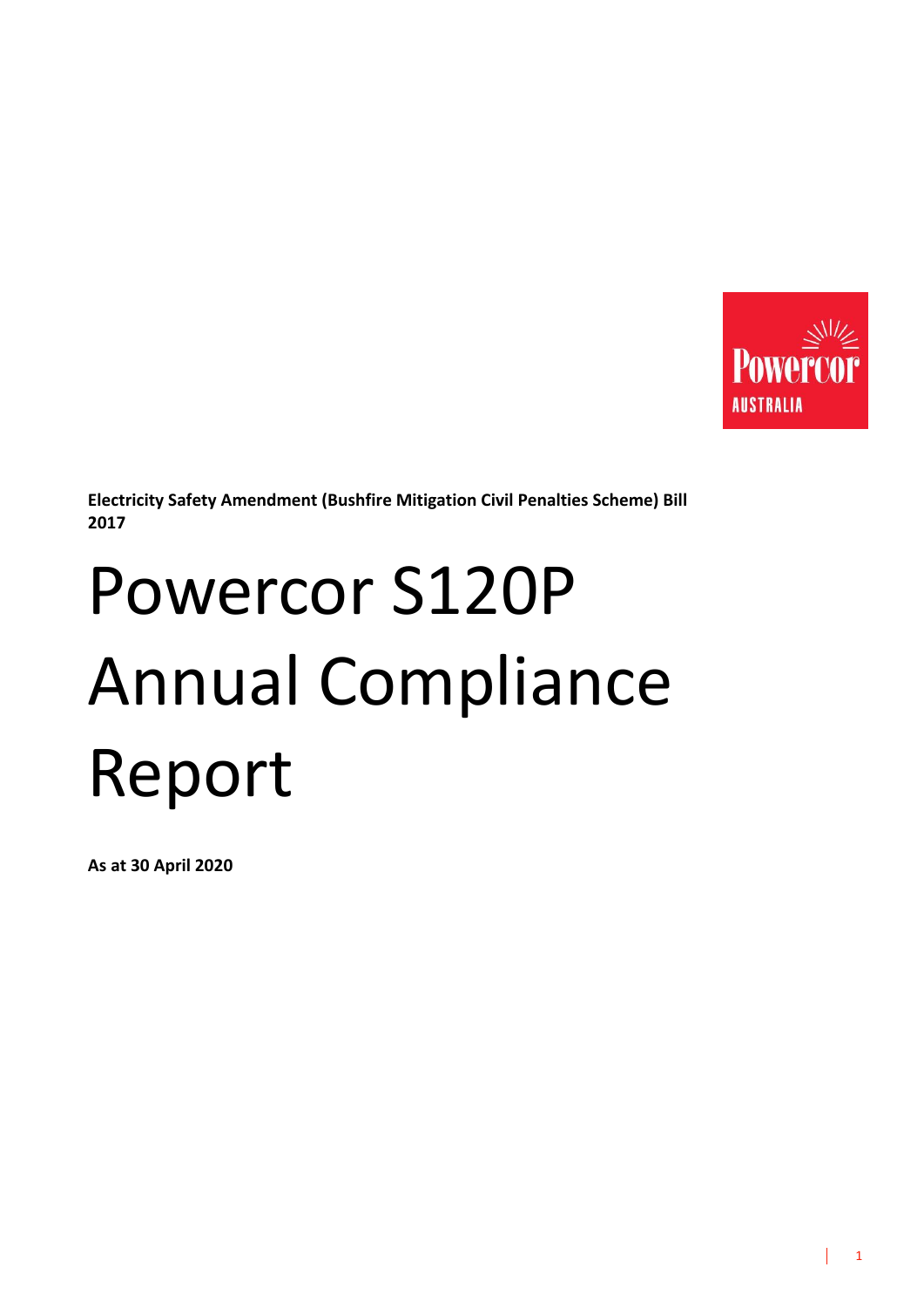**Electricity Safety Amendment (Bushfire Mitigation Civil Penalties Scheme) Bill 2017**

# Powercor S120P Annual Compliance Report

**As at 30 April 2020**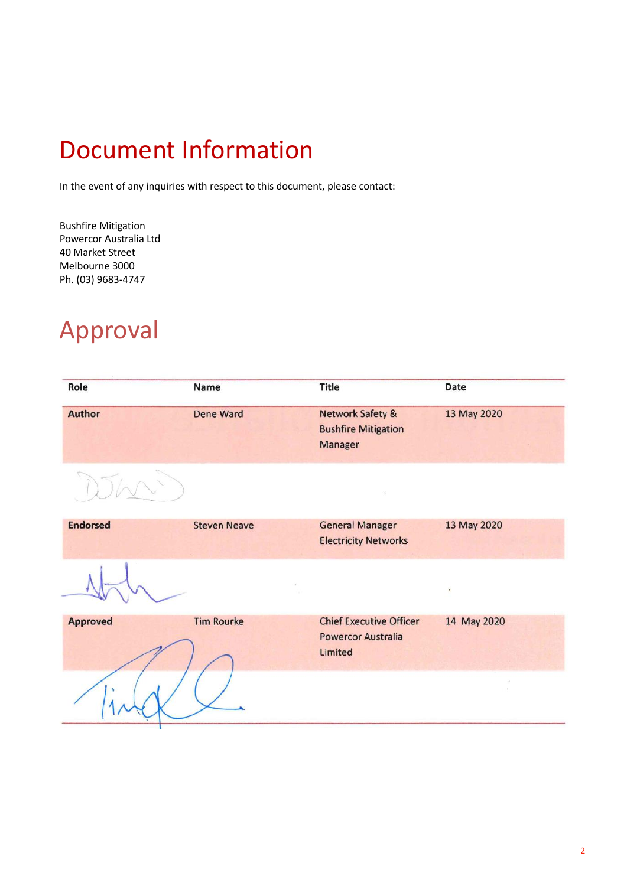# Document Information

In the event of any inquiries with respect to this document, please contact:

Bushfire Mitigation
Powercor Australia Ltd
40 Market Street
Melbourne 3000
Ph. (03) 9683-4747

# Approval

| Role | Name | Title | Date |
|---|---|---|---|
| **Author** | Dene Ward | Network Safety & Bushfire Mitigation Manager | 13 May 2020 |
| **Endorsed** | Steven Neave | General Manager Electricity Networks | 13 May 2020 |
| **Approved** | Tim Rourke | Chief Executive Officer Powercor Australia Limited | 14 May 2020 |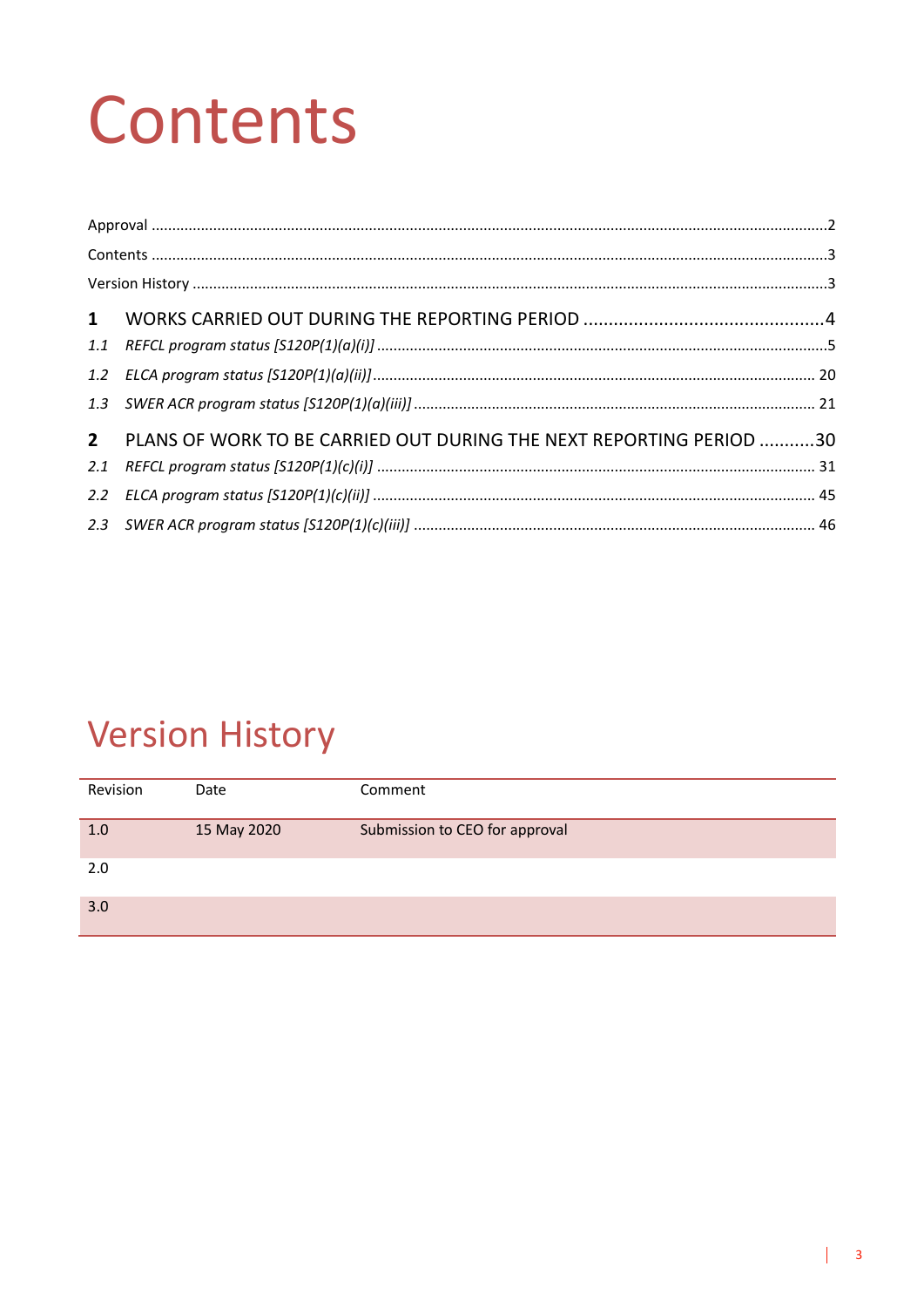# Contents

Approval .......................................................................................................................................................2

Contents .......................................................................................................................................................3

Version History .............................................................................................................................................3

**1 WORKS CARRIED OUT DURING THE REPORTING PERIOD** ................................................4

*1.1 REFCL program status [S120P(1)(a)(i)]* ..........................................................................................5

*1.2 ELCA program status [S120P(1)(a)(ii)]* ......................................................................................... 20

*1.3 SWER ACR program status [S120P(1)(a)(iii)]* ............................................................................... 21

**2 PLANS OF WORK TO BE CARRIED OUT DURING THE NEXT REPORTING PERIOD** ...........30

*2.1 REFCL program status [S120P(1)(c)(i)]* ......................................................................................... 31

*2.2 ELCA program status [S120P(1)(c)(ii)]* .......................................................................................... 45

*2.3 SWER ACR program status [S120P(1)(c)(iii)]* ................................................................................ 46

# Version History

| Revision | Date | Comment |
|---|---|---|
| 1.0 | 15 May 2020 | Submission to CEO for approval |
| 2.0 | | |
| 3.0 | | |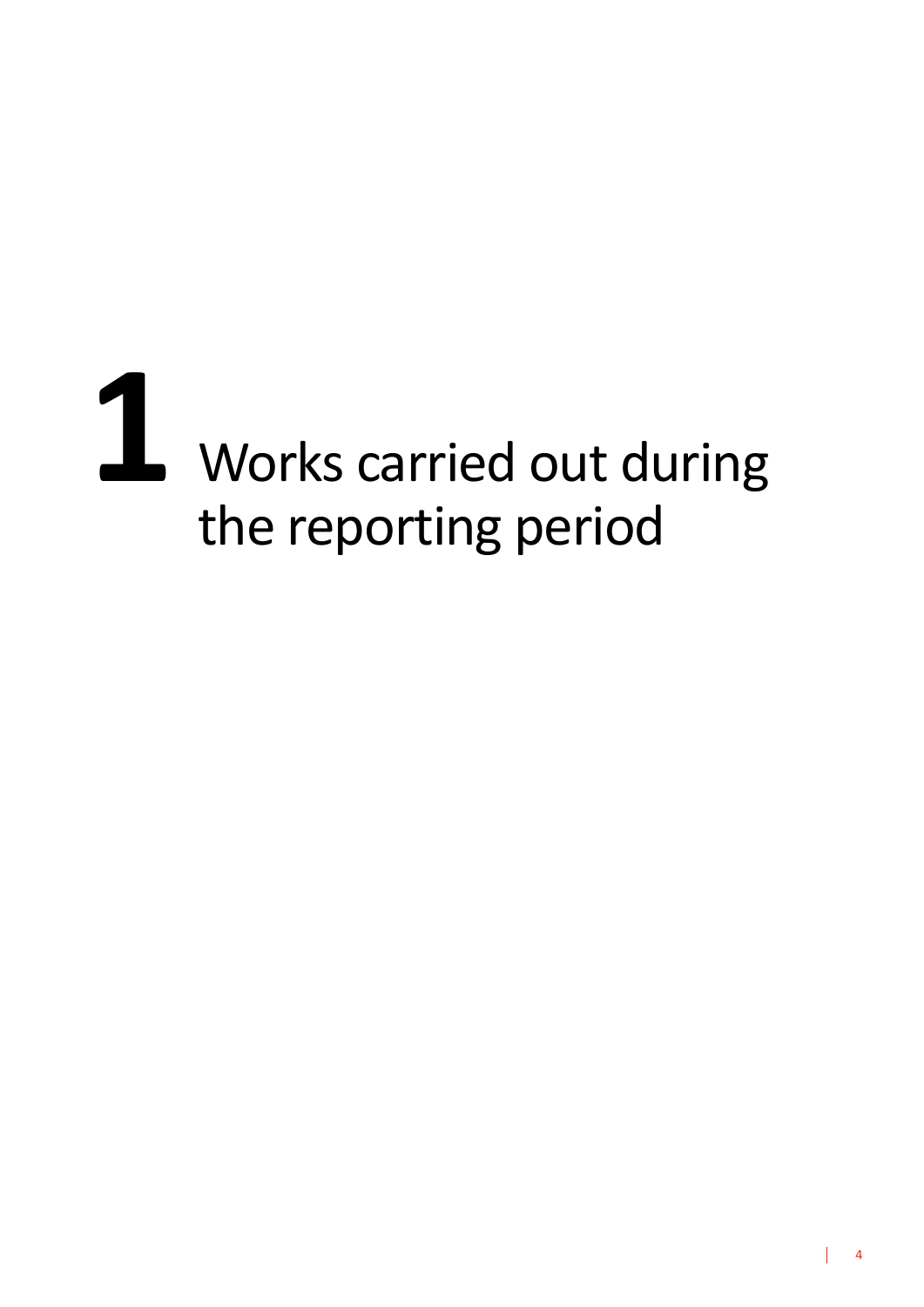# 1 Works carried out during the reporting period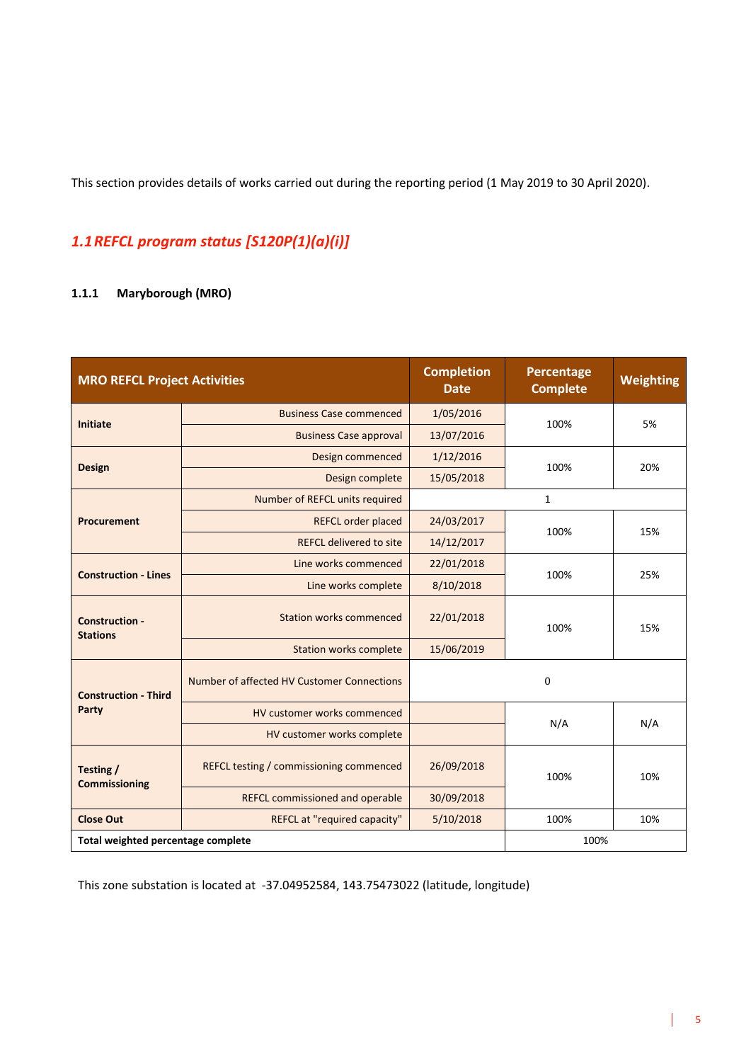This section provides details of works carried out during the reporting period (1 May 2019 to 30 April 2020).

## *1.1 REFCL program status [S120P(1)(a)(i)]*

### 1.1.1 Maryborough (MRO)

| MRO REFCL Project Activities | | Completion Date | Percentage Complete | Weighting |
|---|---|---|---|---|
| **Initiate** | Business Case commenced | 1/05/2016 | 100% | 5% |
| | Business Case approval | 13/07/2016 | | |
| **Design** | Design commenced | 1/12/2016 | 100% | 20% |
| | Design complete | 15/05/2018 | | |
| **Procurement** | Number of REFCL units required | 1 | | |
| | REFCL order placed | 24/03/2017 | 100% | 15% |
| | REFCL delivered to site | 14/12/2017 | | |
| **Construction - Lines** | Line works commenced | 22/01/2018 | 100% | 25% |
| | Line works complete | 8/10/2018 | | |
| **Construction - Stations** | Station works commenced | 22/01/2018 | 100% | 15% |
| | Station works complete | 15/06/2019 | | |
| **Construction - Third Party** | Number of affected HV Customer Connections | 0 | | |
| | HV customer works commenced | | N/A | N/A |
| | HV customer works complete | | | |
| **Testing / Commissioning** | REFCL testing / commissioning commenced | 26/09/2018 | 100% | 10% |
| | REFCL commissioned and operable | 30/09/2018 | | |
| **Close Out** | REFCL at "required capacity" | 5/10/2018 | 100% | 10% |
| **Total weighted percentage complete** | | | 100% | |

This zone substation is located at -37.04952584, 143.75473022 (latitude, longitude)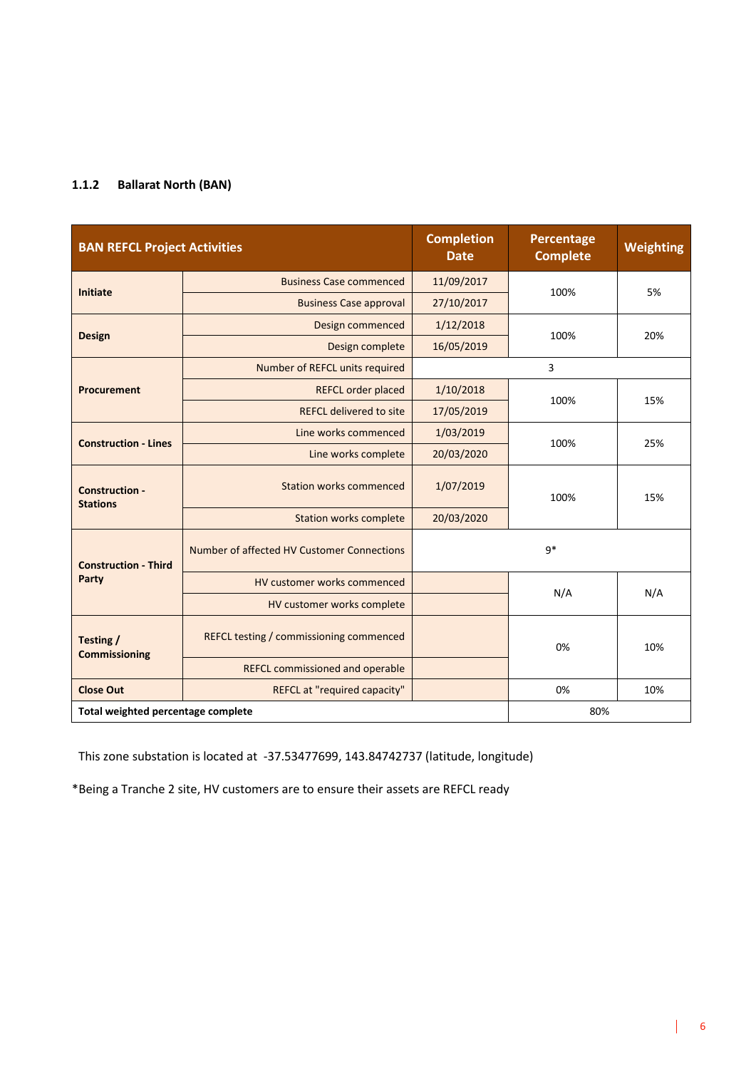### 1.1.2 Ballarat North (BAN)

| BAN REFCL Project Activities | | Completion Date | Percentage Complete | Weighting |
|---|---|---|---|---|
| Initiate | Business Case commenced | 11/09/2017 | 100% | 5% |
| | Business Case approval | 27/10/2017 | | |
| Design | Design commenced | 1/12/2018 | 100% | 20% |
| | Design complete | 16/05/2019 | | |
| Procurement | Number of REFCL units required | 3 | | |
| | REFCL order placed | 1/10/2018 | 100% | 15% |
| | REFCL delivered to site | 17/05/2019 | | |
| Construction - Lines | Line works commenced | 1/03/2019 | 100% | 25% |
| | Line works complete | 20/03/2020 | | |
| Construction - Stations | Station works commenced | 1/07/2019 | 100% | 15% |
| | Station works complete | 20/03/2020 | | |
| Construction - Third Party | Number of affected HV Customer Connections | 9* | | |
| | HV customer works commenced | | N/A | N/A |
| | HV customer works complete | | | |
| Testing / Commissioning | REFCL testing / commissioning commenced | | 0% | 10% |
| | REFCL commissioned and operable | | | |
| Close Out | REFCL at "required capacity" | | 0% | 10% |
| Total weighted percentage complete | | | 80% | |

This zone substation is located at -37.53477699, 143.84742737 (latitude, longitude)

*Being a Tranche 2 site, HV customers are to ensure their assets are REFCL ready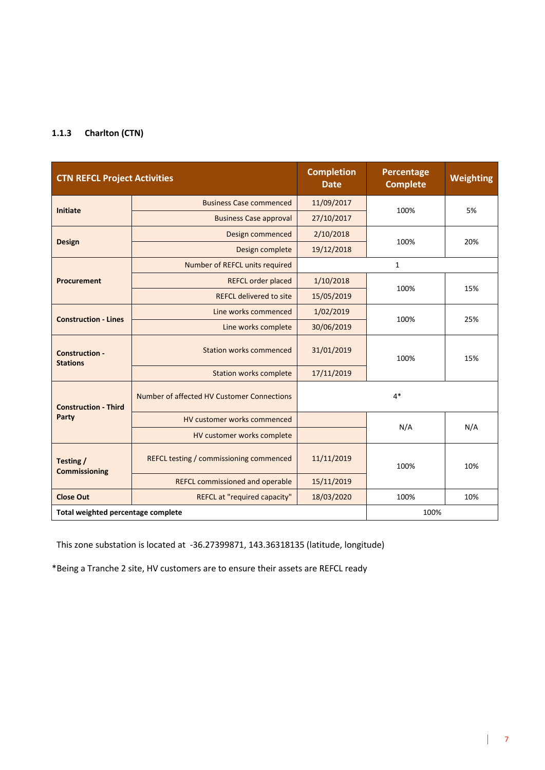### 1.1.3 Charlton (CTN)

| CTN REFCL Project Activities | | Completion Date | Percentage Complete | Weighting |
|---|---|---|---|---|
| **Initiate** | Business Case commenced | 11/09/2017 | 100% | 5% |
| | Business Case approval | 27/10/2017 | | |
| **Design** | Design commenced | 2/10/2018 | 100% | 20% |
| | Design complete | 19/12/2018 | | |
| **Procurement** | Number of REFCL units required | 1 | | |
| | REFCL order placed | 1/10/2018 | 100% | 15% |
| | REFCL delivered to site | 15/05/2019 | | |
| **Construction - Lines** | Line works commenced | 1/02/2019 | 100% | 25% |
| | Line works complete | 30/06/2019 | | |
| **Construction - Stations** | Station works commenced | 31/01/2019 | 100% | 15% |
| | Station works complete | 17/11/2019 | | |
| **Construction - Third Party** | Number of affected HV Customer Connections | 4* | | |
| | HV customer works commenced | | N/A | N/A |
| | HV customer works complete | | | |
| **Testing / Commissioning** | REFCL testing / commissioning commenced | 11/11/2019 | 100% | 10% |
| | REFCL commissioned and operable | 15/11/2019 | | |
| **Close Out** | REFCL at "required capacity" | 18/03/2020 | 100% | 10% |
| **Total weighted percentage complete** | | | 100% | |

This zone substation is located at -36.27399871, 143.36318135 (latitude, longitude)

*Being a Tranche 2 site, HV customers are to ensure their assets are REFCL ready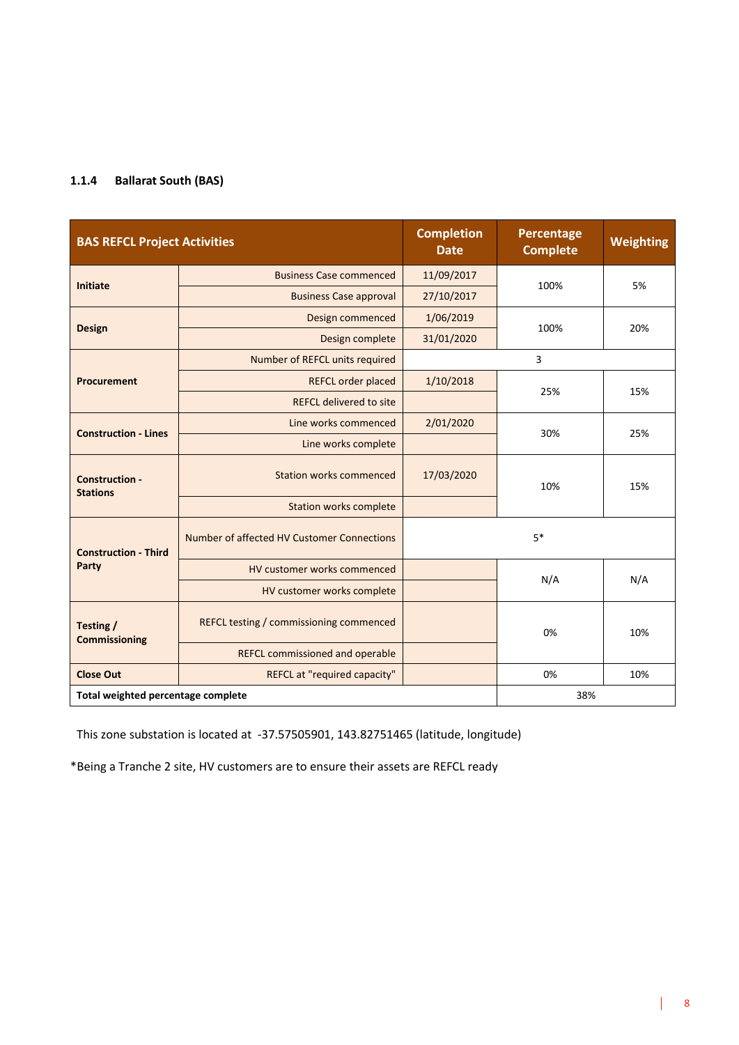### 1.1.4 Ballarat South (BAS)

| BAS REFCL Project Activities | | Completion Date | Percentage Complete | Weighting |
|---|---|---|---|---|
| Initiate | Business Case commenced | 11/09/2017 | 100% | 5% |
| | Business Case approval | 27/10/2017 | | |
| Design | Design commenced | 1/06/2019 | 100% | 20% |
| | Design complete | 31/01/2020 | | |
| Procurement | Number of REFCL units required | 3 | | |
| | REFCL order placed | 1/10/2018 | 25% | 15% |
| | REFCL delivered to site | | | |
| Construction - Lines | Line works commenced | 2/01/2020 | 30% | 25% |
| | Line works complete | | | |
| Construction - Stations | Station works commenced | 17/03/2020 | 10% | 15% |
| | Station works complete | | | |
| Construction - Third Party | Number of affected HV Customer Connections | 5* | | |
| | HV customer works commenced | | N/A | N/A |
| | HV customer works complete | | | |
| Testing / Commissioning | REFCL testing / commissioning commenced | | 0% | 10% |
| | REFCL commissioned and operable | | | |
| Close Out | REFCL at "required capacity" | | 0% | 10% |
| Total weighted percentage complete | | | 38% | |

This zone substation is located at -37.57505901, 143.82751465 (latitude, longitude)

*Being a Tranche 2 site, HV customers are to ensure their assets are REFCL ready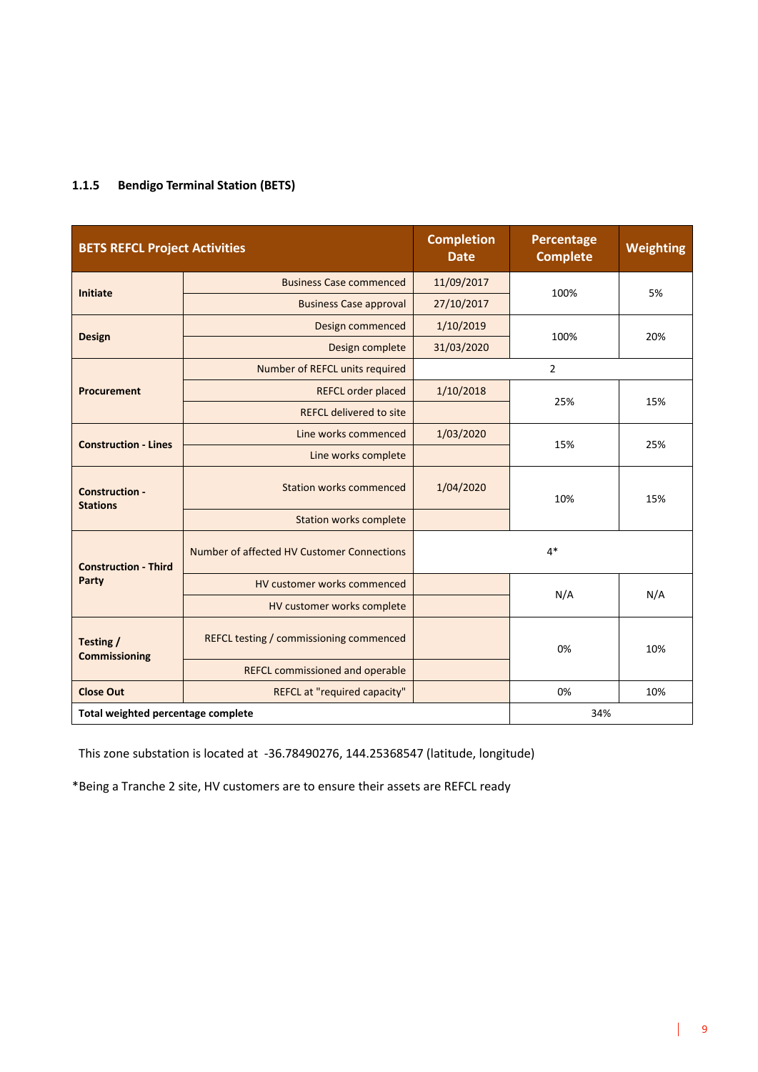### 1.1.5 Bendigo Terminal Station (BETS)

| BETS REFCL Project Activities | | Completion Date | Percentage Complete | Weighting |
|---|---|---|---|---|
| Initiate | Business Case commenced | 11/09/2017 | 100% | 5% |
| | Business Case approval | 27/10/2017 | | |
| Design | Design commenced | 1/10/2019 | 100% | 20% |
| | Design complete | 31/03/2020 | | |
| Procurement | Number of REFCL units required | 2 | | |
| | REFCL order placed | 1/10/2018 | 25% | 15% |
| | REFCL delivered to site | | | |
| Construction - Lines | Line works commenced | 1/03/2020 | 15% | 25% |
| | Line works complete | | | |
| Construction - Stations | Station works commenced | 1/04/2020 | 10% | 15% |
| | Station works complete | | | |
| Construction - Third Party | Number of affected HV Customer Connections | 4* | | |
| | HV customer works commenced | | N/A | N/A |
| | HV customer works complete | | | |
| Testing / Commissioning | REFCL testing / commissioning commenced | | 0% | 10% |
| | REFCL commissioned and operable | | | |
| Close Out | REFCL at "required capacity" | | 0% | 10% |
| Total weighted percentage complete | | | 34% | |

This zone substation is located at -36.78490276, 144.25368547 (latitude, longitude)

*Being a Tranche 2 site, HV customers are to ensure their assets are REFCL ready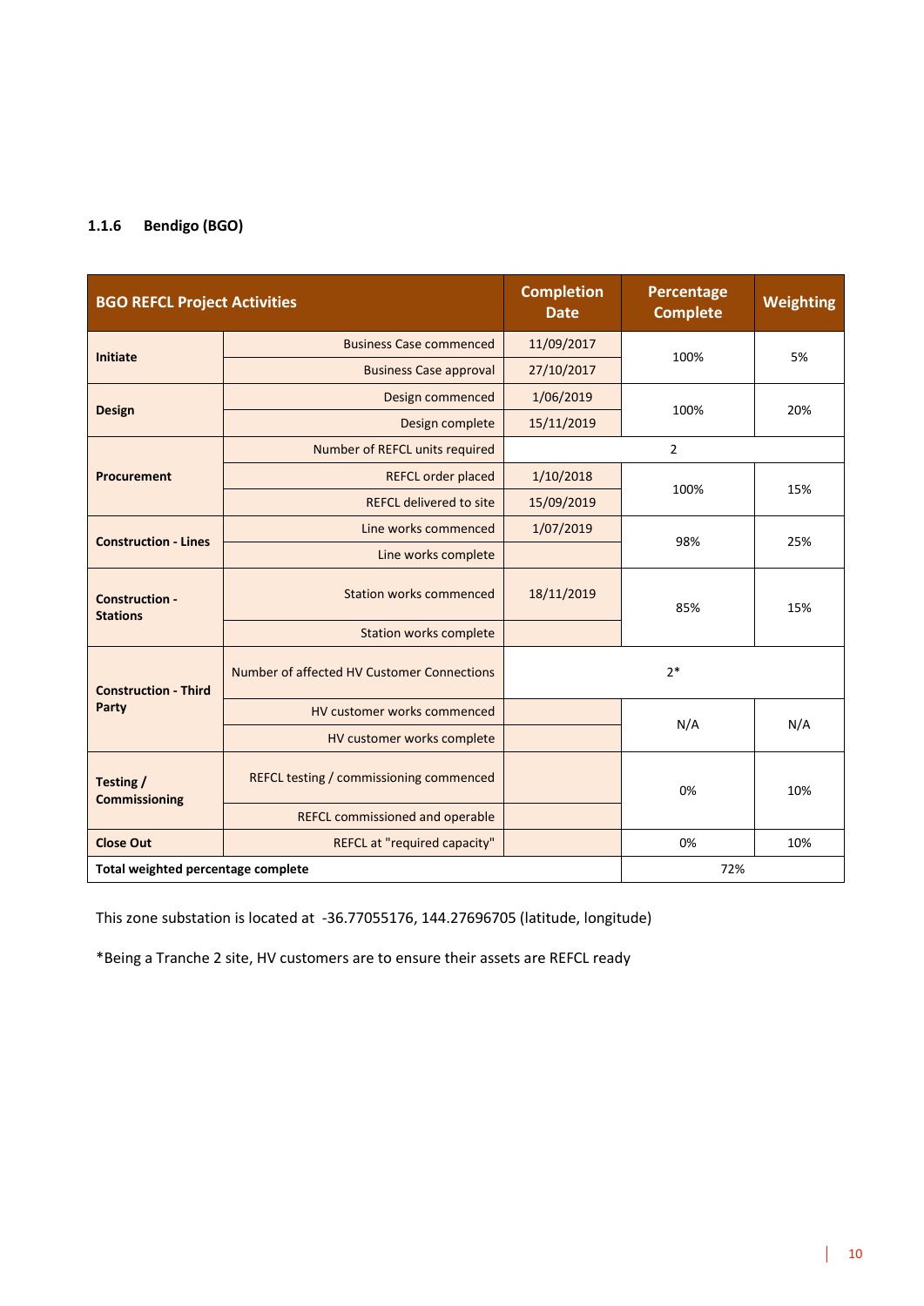### 1.1.6 Bendigo (BGO)

| BGO REFCL Project Activities | | Completion Date | Percentage Complete | Weighting |
|---|---|---|---|---|
| **Initiate** | Business Case commenced | 11/09/2017 | 100% | 5% |
| | Business Case approval | 27/10/2017 | | |
| **Design** | Design commenced | 1/06/2019 | 100% | 20% |
| | Design complete | 15/11/2019 | | |
| **Procurement** | Number of REFCL units required | 2 | | |
| | REFCL order placed | 1/10/2018 | 100% | 15% |
| | REFCL delivered to site | 15/09/2019 | | |
| **Construction - Lines** | Line works commenced | 1/07/2019 | 98% | 25% |
| | Line works complete | | | |
| **Construction - Stations** | Station works commenced | 18/11/2019 | 85% | 15% |
| | Station works complete | | | |
| **Construction - Third Party** | Number of affected HV Customer Connections | 2* | | |
| | HV customer works commenced | | N/A | N/A |
| | HV customer works complete | | | |
| **Testing / Commissioning** | REFCL testing / commissioning commenced | | 0% | 10% |
| | REFCL commissioned and operable | | | |
| **Close Out** | REFCL at "required capacity" | | 0% | 10% |
| **Total weighted percentage complete** | | | 72% | |

This zone substation is located at -36.77055176, 144.27696705 (latitude, longitude)

*Being a Tranche 2 site, HV customers are to ensure their assets are REFCL ready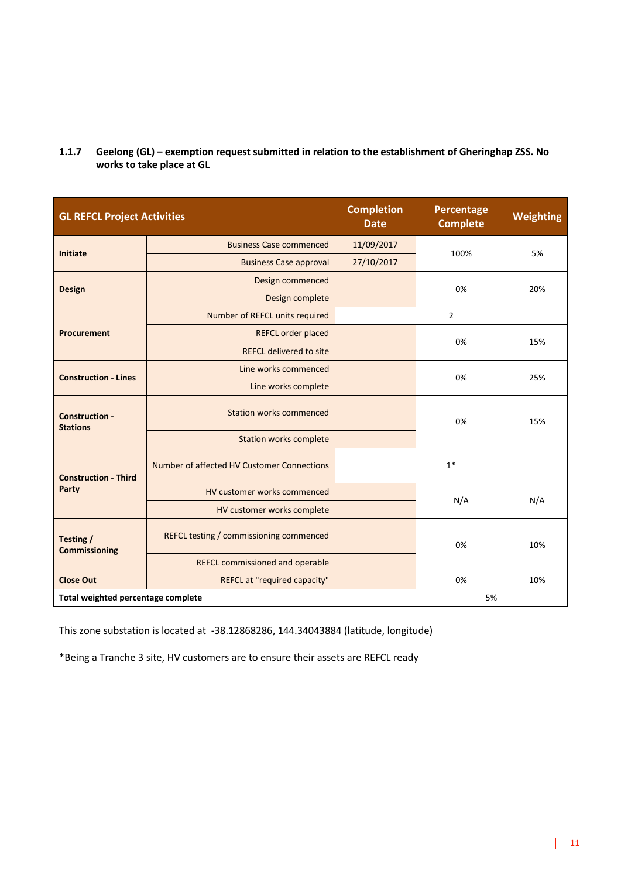### 1.1.7 Geelong (GL) – exemption request submitted in relation to the establishment of Gheringhap ZSS. No works to take place at GL

| GL REFCL Project Activities | | Completion Date | Percentage Complete | Weighting |
|---|---|---|---|---|
| Initiate | Business Case commenced | 11/09/2017 | 100% | 5% |
| | Business Case approval | 27/10/2017 | | |
| Design | Design commenced | | 0% | 20% |
| | Design complete | | | |
| Procurement | Number of REFCL units required | 2 | | |
| | REFCL order placed | | 0% | 15% |
| | REFCL delivered to site | | | |
| Construction - Lines | Line works commenced | | 0% | 25% |
| | Line works complete | | | |
| Construction - Stations | Station works commenced | | 0% | 15% |
| | Station works complete | | | |
| Construction - Third Party | Number of affected HV Customer Connections | 1* | | |
| | HV customer works commenced | | N/A | N/A |
| | HV customer works complete | | | |
| Testing / Commissioning | REFCL testing / commissioning commenced | | 0% | 10% |
| | REFCL commissioned and operable | | | |
| Close Out | REFCL at "required capacity" | | 0% | 10% |
| Total weighted percentage complete | | | 5% | |

This zone substation is located at -38.12868286, 144.34043884 (latitude, longitude)

*Being a Tranche 3 site, HV customers are to ensure their assets are REFCL ready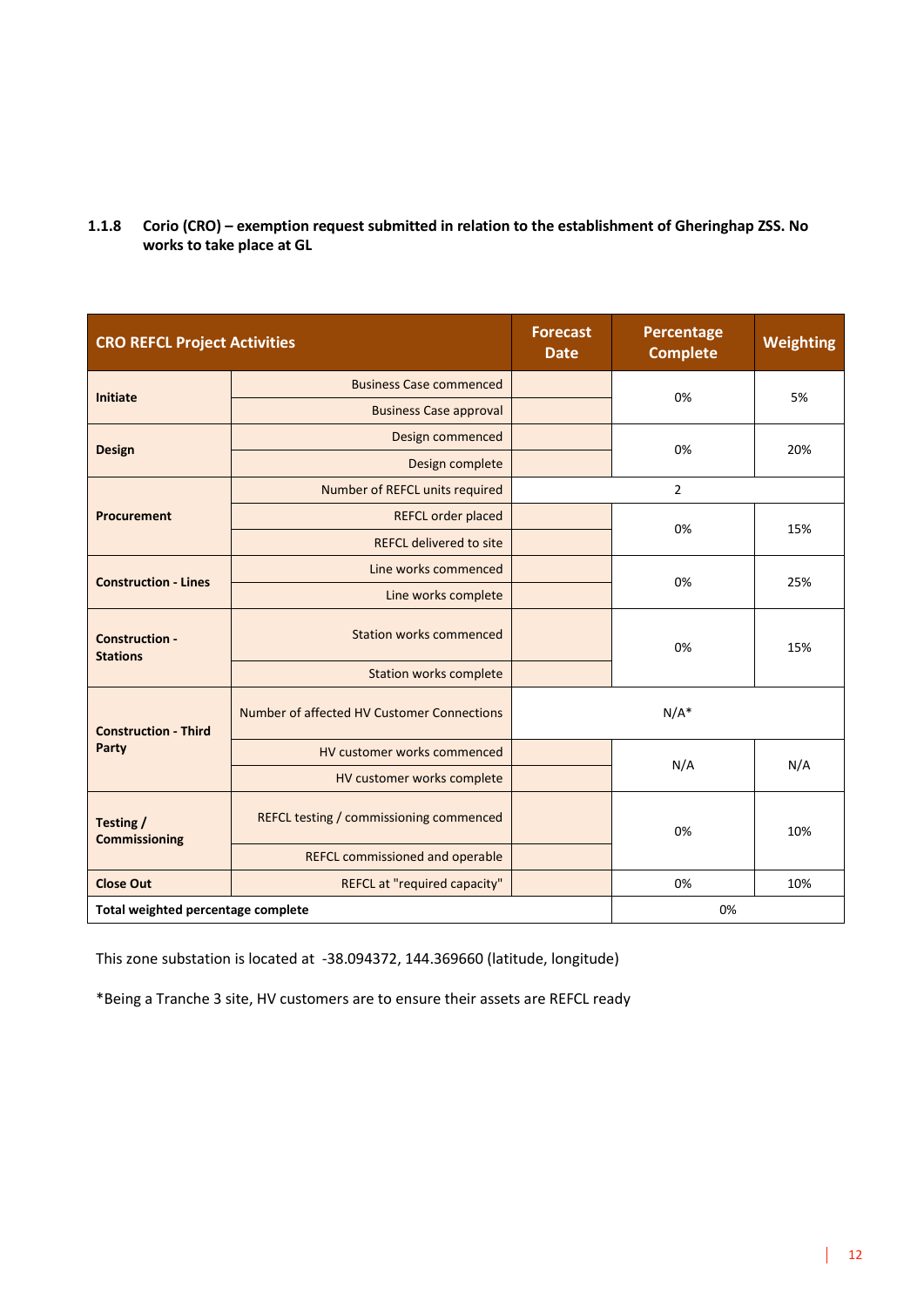### 1.1.8 Corio (CRO) – exemption request submitted in relation to the establishment of Gheringhap ZSS. No works to take place at GL

| CRO REFCL Project Activities | | Forecast Date | Percentage Complete | Weighting |
|---|---|---|---|---|
| Initiate | Business Case commenced | | 0% | 5% |
| | Business Case approval | | | |
| Design | Design commenced | | 0% | 20% |
| | Design complete | | | |
| Procurement | Number of REFCL units required | 2 | | |
| | REFCL order placed | | 0% | 15% |
| | REFCL delivered to site | | | |
| Construction - Lines | Line works commenced | | 0% | 25% |
| | Line works complete | | | |
| Construction - Stations | Station works commenced | | 0% | 15% |
| | Station works complete | | | |
| Construction - Third Party | Number of affected HV Customer Connections | N/A* | | |
| | HV customer works commenced | | N/A | N/A |
| | HV customer works complete | | | |
| Testing / Commissioning | REFCL testing / commissioning commenced | | 0% | 10% |
| | REFCL commissioned and operable | | | |
| Close Out | REFCL at "required capacity" | | 0% | 10% |
| **Total weighted percentage complete** | | | 0% | |

This zone substation is located at -38.094372, 144.369660 (latitude, longitude)

*Being a Tranche 3 site, HV customers are to ensure their assets are REFCL ready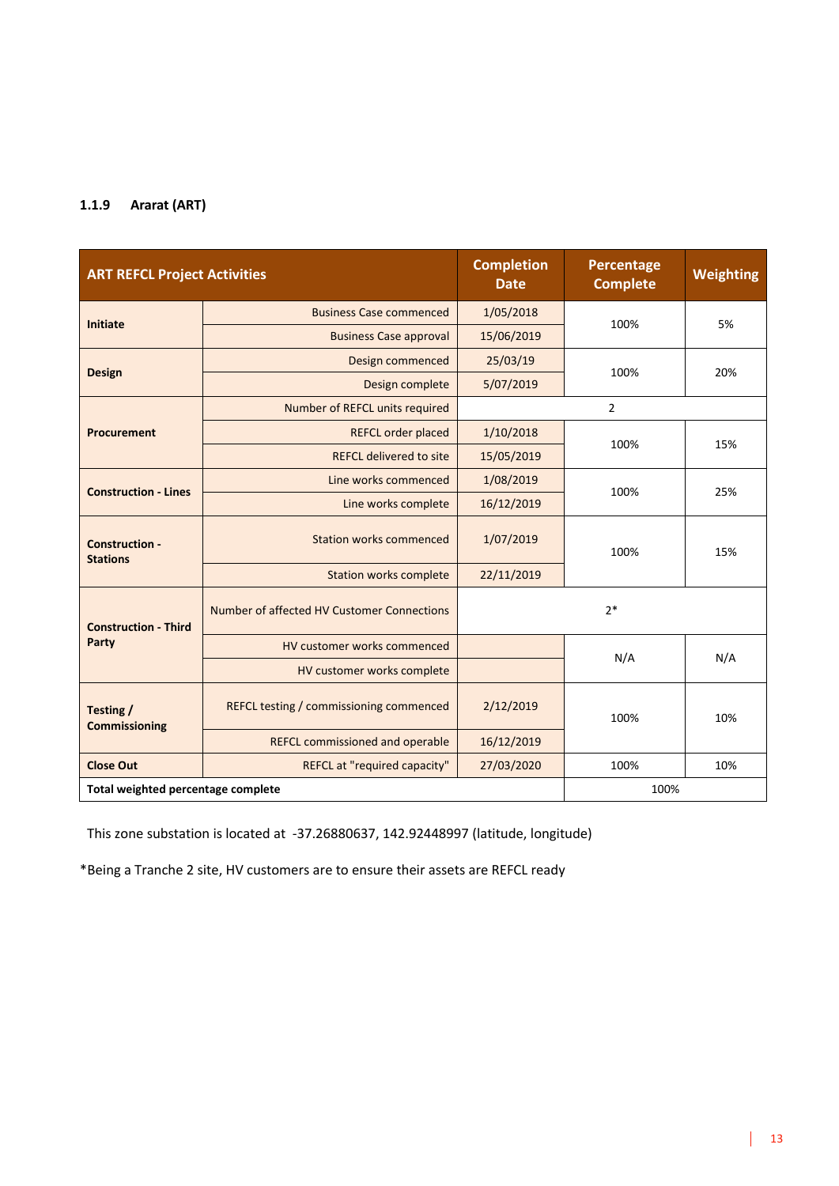### 1.1.9 Ararat (ART)

| ART REFCL Project Activities | | Completion Date | Percentage Complete | Weighting |
|---|---|---|---|---|
| **Initiate** | Business Case commenced | 1/05/2018 | 100% | 5% |
| | Business Case approval | 15/06/2019 | | |
| **Design** | Design commenced | 25/03/19 | 100% | 20% |
| | Design complete | 5/07/2019 | | |
| **Procurement** | Number of REFCL units required | 2 | | |
| | REFCL order placed | 1/10/2018 | 100% | 15% |
| | REFCL delivered to site | 15/05/2019 | | |
| **Construction - Lines** | Line works commenced | 1/08/2019 | 100% | 25% |
| | Line works complete | 16/12/2019 | | |
| **Construction - Stations** | Station works commenced | 1/07/2019 | 100% | 15% |
| | Station works complete | 22/11/2019 | | |
| **Construction - Third Party** | Number of affected HV Customer Connections | 2* | | |
| | HV customer works commenced | | N/A | N/A |
| | HV customer works complete | | | |
| **Testing / Commissioning** | REFCL testing / commissioning commenced | 2/12/2019 | 100% | 10% |
| | REFCL commissioned and operable | 16/12/2019 | | |
| **Close Out** | REFCL at "required capacity" | 27/03/2020 | 100% | 10% |
| **Total weighted percentage complete** | | | 100% | |

This zone substation is located at -37.26880637, 142.92448997 (latitude, longitude)

*Being a Tranche 2 site, HV customers are to ensure their assets are REFCL ready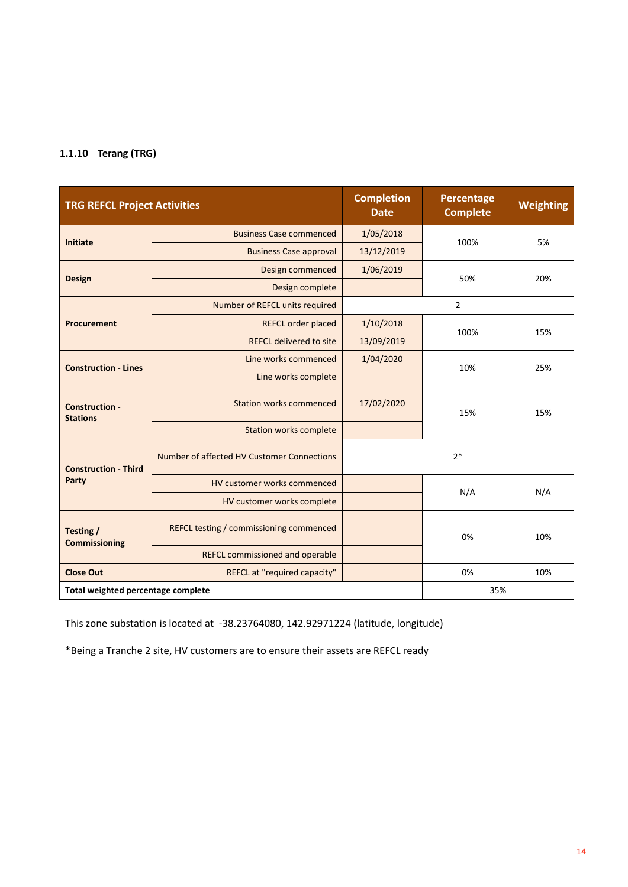### 1.1.10 Terang (TRG)

| TRG REFCL Project Activities | | Completion Date | Percentage Complete | Weighting |
|---|---|---|---|---|
| **Initiate** | Business Case commenced | 1/05/2018 | 100% | 5% |
| | Business Case approval | 13/12/2019 | | |
| **Design** | Design commenced | 1/06/2019 | 50% | 20% |
| | Design complete | | | |
| **Procurement** | Number of REFCL units required | 2 | | |
| | REFCL order placed | 1/10/2018 | 100% | 15% |
| | REFCL delivered to site | 13/09/2019 | | |
| **Construction - Lines** | Line works commenced | 1/04/2020 | 10% | 25% |
| | Line works complete | | | |
| **Construction - Stations** | Station works commenced | 17/02/2020 | 15% | 15% |
| | Station works complete | | | |
| **Construction - Third Party** | Number of affected HV Customer Connections | 2* | | |
| | HV customer works commenced | | N/A | N/A |
| | HV customer works complete | | | |
| **Testing / Commissioning** | REFCL testing / commissioning commenced | | 0% | 10% |
| | REFCL commissioned and operable | | | |
| **Close Out** | REFCL at "required capacity" | | 0% | 10% |
| **Total weighted percentage complete** | | | 35% | |

This zone substation is located at -38.23764080, 142.92971224 (latitude, longitude)

*Being a Tranche 2 site, HV customers are to ensure their assets are REFCL ready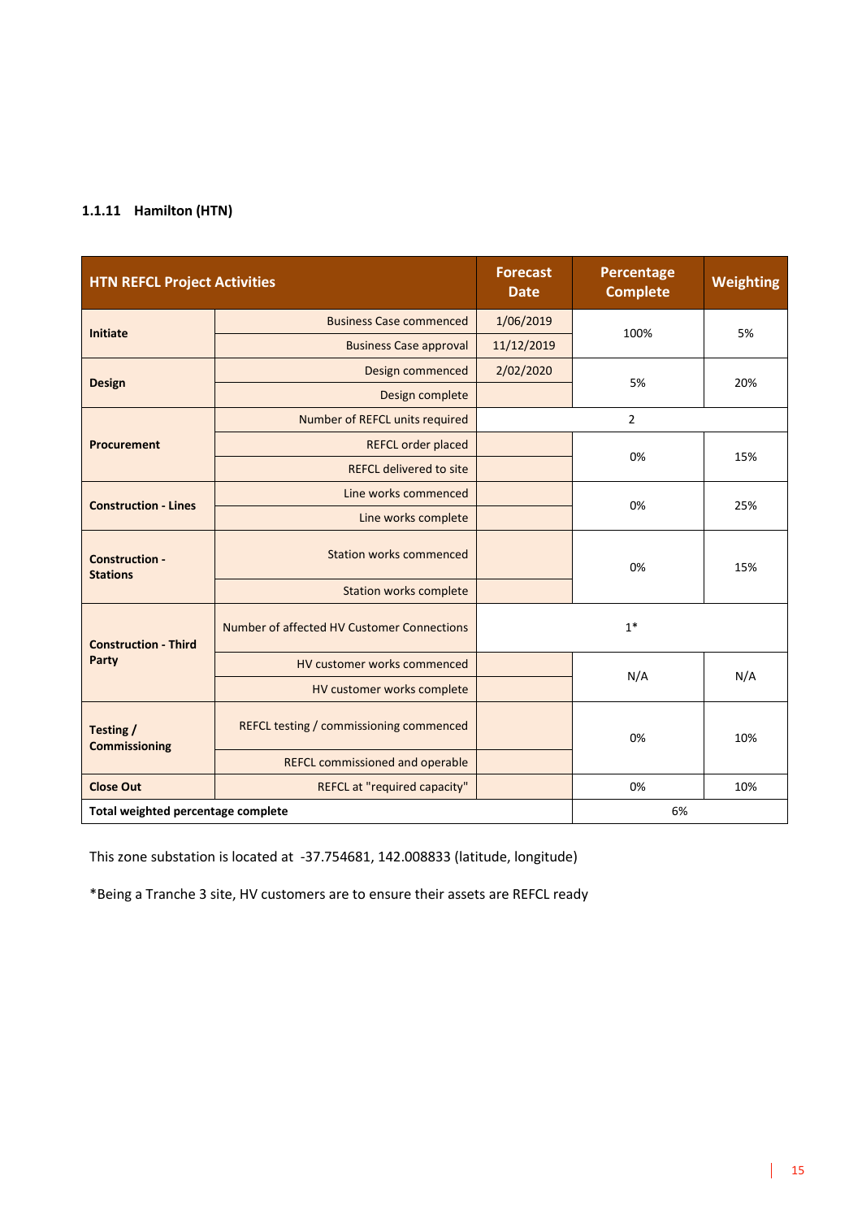### 1.1.11 Hamilton (HTN)

| HTN REFCL Project Activities | | Forecast Date | Percentage Complete | Weighting |
|---|---|---|---|---|
| **Initiate** | Business Case commenced | 1/06/2019 | 100% | 5% |
| | Business Case approval | 11/12/2019 | | |
| **Design** | Design commenced | 2/02/2020 | 5% | 20% |
| | Design complete | | | |
| **Procurement** | Number of REFCL units required | 2 | | |
| | REFCL order placed | | 0% | 15% |
| | REFCL delivered to site | | | |
| **Construction - Lines** | Line works commenced | | 0% | 25% |
| | Line works complete | | | |
| **Construction - Stations** | Station works commenced | | 0% | 15% |
| | Station works complete | | | |
| **Construction - Third Party** | Number of affected HV Customer Connections | 1* | | |
| | HV customer works commenced | | N/A | N/A |
| | HV customer works complete | | | |
| **Testing / Commissioning** | REFCL testing / commissioning commenced | | 0% | 10% |
| | REFCL commissioned and operable | | | |
| **Close Out** | REFCL at "required capacity" | | 0% | 10% |
| **Total weighted percentage complete** | | | 6% | |

This zone substation is located at -37.754681, 142.008833 (latitude, longitude)

*Being a Tranche 3 site, HV customers are to ensure their assets are REFCL ready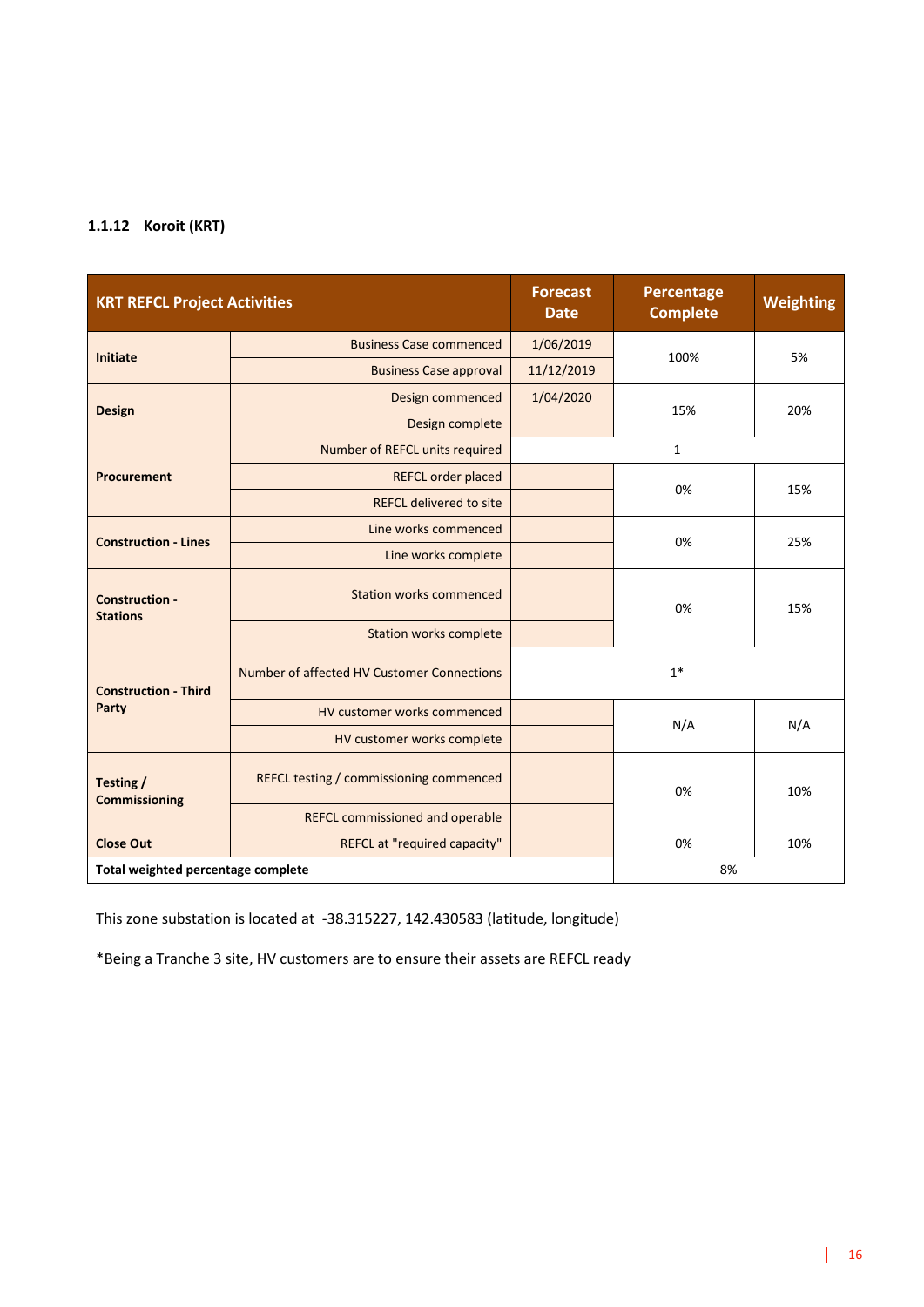### 1.1.12 Koroit (KRT)

| KRT REFCL Project Activities | | Forecast Date | Percentage Complete | Weighting |
|---|---|---|---|---|
| Initiate | Business Case commenced | 1/06/2019 | 100% | 5% |
| | Business Case approval | 11/12/2019 | | |
| Design | Design commenced | 1/04/2020 | 15% | 20% |
| | Design complete | | | |
| Procurement | Number of REFCL units required | 1 | | |
| | REFCL order placed | | 0% | 15% |
| | REFCL delivered to site | | | |
| Construction - Lines | Line works commenced | | 0% | 25% |
| | Line works complete | | | |
| Construction - Stations | Station works commenced | | 0% | 15% |
| | Station works complete | | | |
| Construction - Third Party | Number of affected HV Customer Connections | 1* | | |
| | HV customer works commenced | | N/A | N/A |
| | HV customer works complete | | | |
| Testing / Commissioning | REFCL testing / commissioning commenced | | 0% | 10% |
| | REFCL commissioned and operable | | | |
| Close Out | REFCL at "required capacity" | | 0% | 10% |
| Total weighted percentage complete | | | 8% | |

This zone substation is located at -38.315227, 142.430583 (latitude, longitude)

*Being a Tranche 3 site, HV customers are to ensure their assets are REFCL ready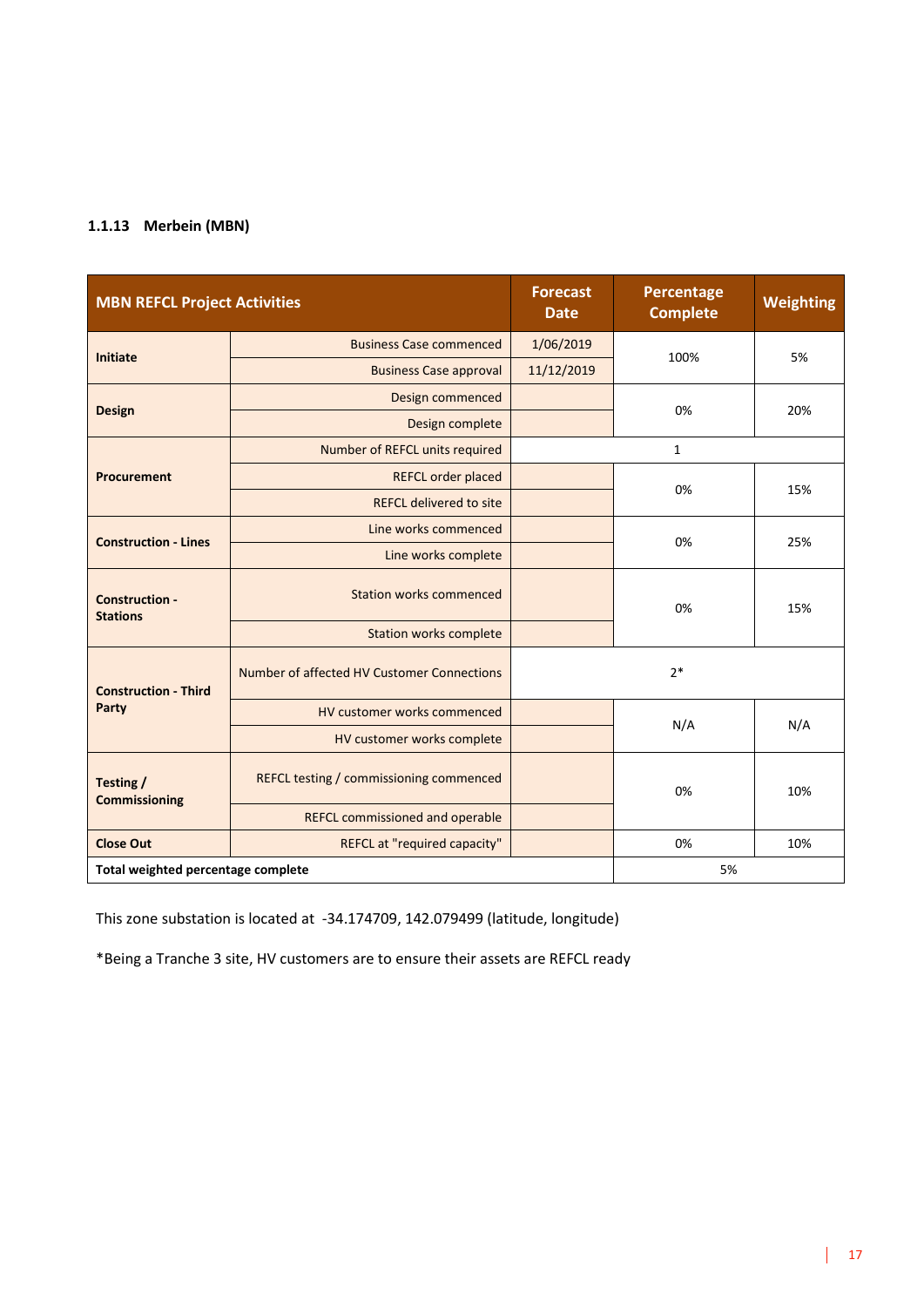### 1.1.13 Merbein (MBN)

| MBN REFCL Project Activities | | Forecast Date | Percentage Complete | Weighting |
|---|---|---|---|---|
| **Initiate** | Business Case commenced | 1/06/2019 | 100% | 5% |
| | Business Case approval | 11/12/2019 | | |
| **Design** | Design commenced | | 0% | 20% |
| | Design complete | | | |
| **Procurement** | Number of REFCL units required | 1 | | |
| | REFCL order placed | | 0% | 15% |
| | REFCL delivered to site | | | |
| **Construction - Lines** | Line works commenced | | 0% | 25% |
| | Line works complete | | | |
| **Construction - Stations** | Station works commenced | | 0% | 15% |
| | Station works complete | | | |
| **Construction - Third Party** | Number of affected HV Customer Connections | 2* | | |
| | HV customer works commenced | | N/A | N/A |
| | HV customer works complete | | | |
| **Testing / Commissioning** | REFCL testing / commissioning commenced | | 0% | 10% |
| | REFCL commissioned and operable | | | |
| **Close Out** | REFCL at "required capacity" | | 0% | 10% |
| **Total weighted percentage complete** | | | 5% | |

This zone substation is located at -34.174709, 142.079499 (latitude, longitude)

*Being a Tranche 3 site, HV customers are to ensure their assets are REFCL ready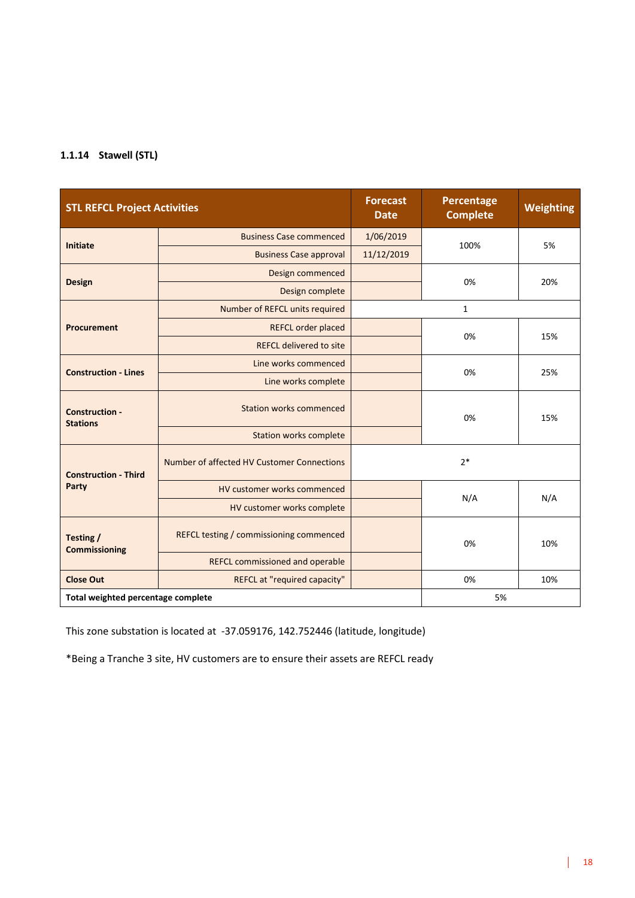### 1.1.14 Stawell (STL)

| STL REFCL Project Activities | | Forecast Date | Percentage Complete | Weighting |
|---|---|---|---|---|
| Initiate | Business Case commenced | 1/06/2019 | 100% | 5% |
| | Business Case approval | 11/12/2019 | | |
| Design | Design commenced | | 0% | 20% |
| | Design complete | | | |
| Procurement | Number of REFCL units required | 1 | | |
| | REFCL order placed | | 0% | 15% |
| | REFCL delivered to site | | | |
| Construction - Lines | Line works commenced | | 0% | 25% |
| | Line works complete | | | |
| Construction - Stations | Station works commenced | | 0% | 15% |
| | Station works complete | | | |
| Construction - Third Party | Number of affected HV Customer Connections | 2* | | |
| | HV customer works commenced | | N/A | N/A |
| | HV customer works complete | | | |
| Testing / Commissioning | REFCL testing / commissioning commenced | | 0% | 10% |
| | REFCL commissioned and operable | | | |
| Close Out | REFCL at "required capacity" | | 0% | 10% |
| Total weighted percentage complete | | | 5% | |

This zone substation is located at -37.059176, 142.752446 (latitude, longitude)

*Being a Tranche 3 site, HV customers are to ensure their assets are REFCL ready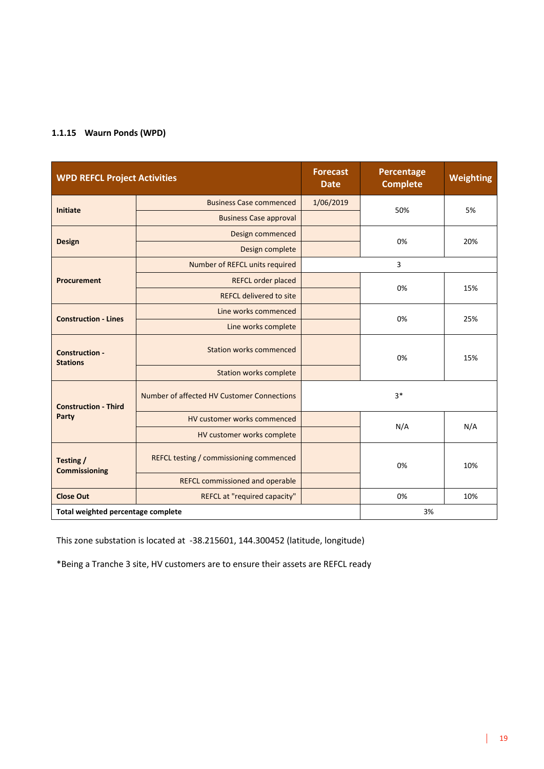### 1.1.15 Waurn Ponds (WPD)

| WPD REFCL Project Activities | | Forecast Date | Percentage Complete | Weighting |
|---|---|---|---|---|
| Initiate | Business Case commenced | 1/06/2019 | 50% | 5% |
| | Business Case approval | | | |
| Design | Design commenced | | 0% | 20% |
| | Design complete | | | |
| Procurement | Number of REFCL units required | 3 | | |
| | REFCL order placed | | 0% | 15% |
| | REFCL delivered to site | | | |
| Construction - Lines | Line works commenced | | 0% | 25% |
| | Line works complete | | | |
| Construction - Stations | Station works commenced | | 0% | 15% |
| | Station works complete | | | |
| Construction - Third Party | Number of affected HV Customer Connections | 3* | | |
| | HV customer works commenced | | N/A | N/A |
| | HV customer works complete | | | |
| Testing / Commissioning | REFCL testing / commissioning commenced | | 0% | 10% |
| | REFCL commissioned and operable | | | |
| Close Out | REFCL at "required capacity" | | 0% | 10% |
| Total weighted percentage complete | | | 3% | |

This zone substation is located at -38.215601, 144.300452 (latitude, longitude)

*Being a Tranche 3 site, HV customers are to ensure their assets are REFCL ready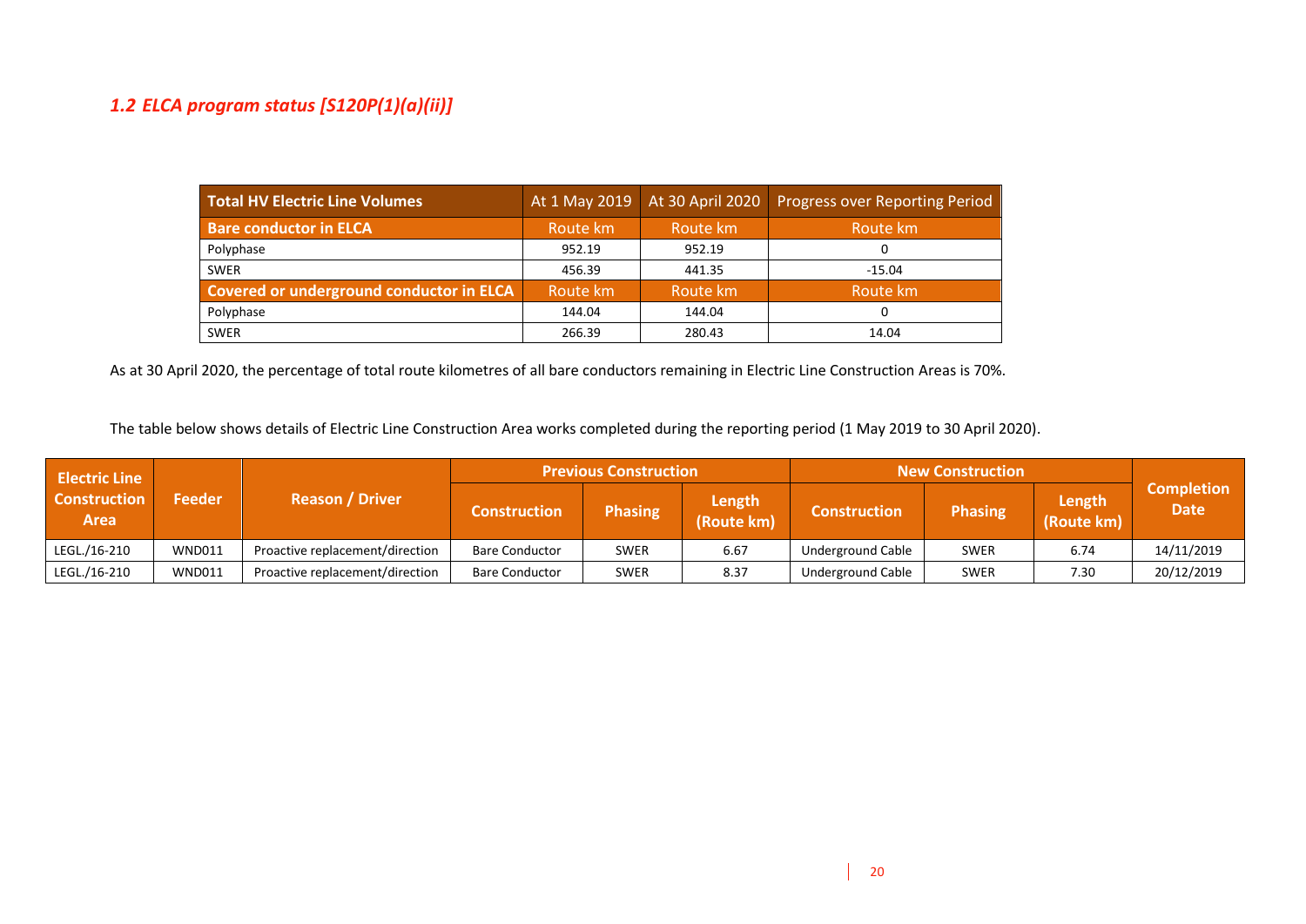## *1.2 ELCA program status [S120P(1)(a)(ii)]*

| Total HV Electric Line Volumes | At 1 May 2019 | At 30 April 2020 | Progress over Reporting Period |
|---|---|---|---|
| **Bare conductor in ELCA** | Route km | Route km | Route km |
| Polyphase | 952.19 | 952.19 | 0 |
| SWER | 456.39 | 441.35 | -15.04 |
| **Covered or underground conductor in ELCA** | Route km | Route km | Route km |
| Polyphase | 144.04 | 144.04 | 0 |
| SWER | 266.39 | 280.43 | 14.04 |

As at 30 April 2020, the percentage of total route kilometres of all bare conductors remaining in Electric Line Construction Areas is 70%.

The table below shows details of Electric Line Construction Area works completed during the reporting period (1 May 2019 to 30 April 2020).

| Electric Line Construction Area | Feeder | Reason / Driver | Previous Construction | | | New Construction | | | Completion Date |
|---|---|---|---|---|---|---|---|---|---|
| | | | Construction | Phasing | Length (Route km) | Construction | Phasing | Length (Route km) | |
| LEGL./16-210 | WND011 | Proactive replacement/direction | Bare Conductor | SWER | 6.67 | Underground Cable | SWER | 6.74 | 14/11/2019 |
| LEGL./16-210 | WND011 | Proactive replacement/direction | Bare Conductor | SWER | 8.37 | Underground Cable | SWER | 7.30 | 20/12/2019 |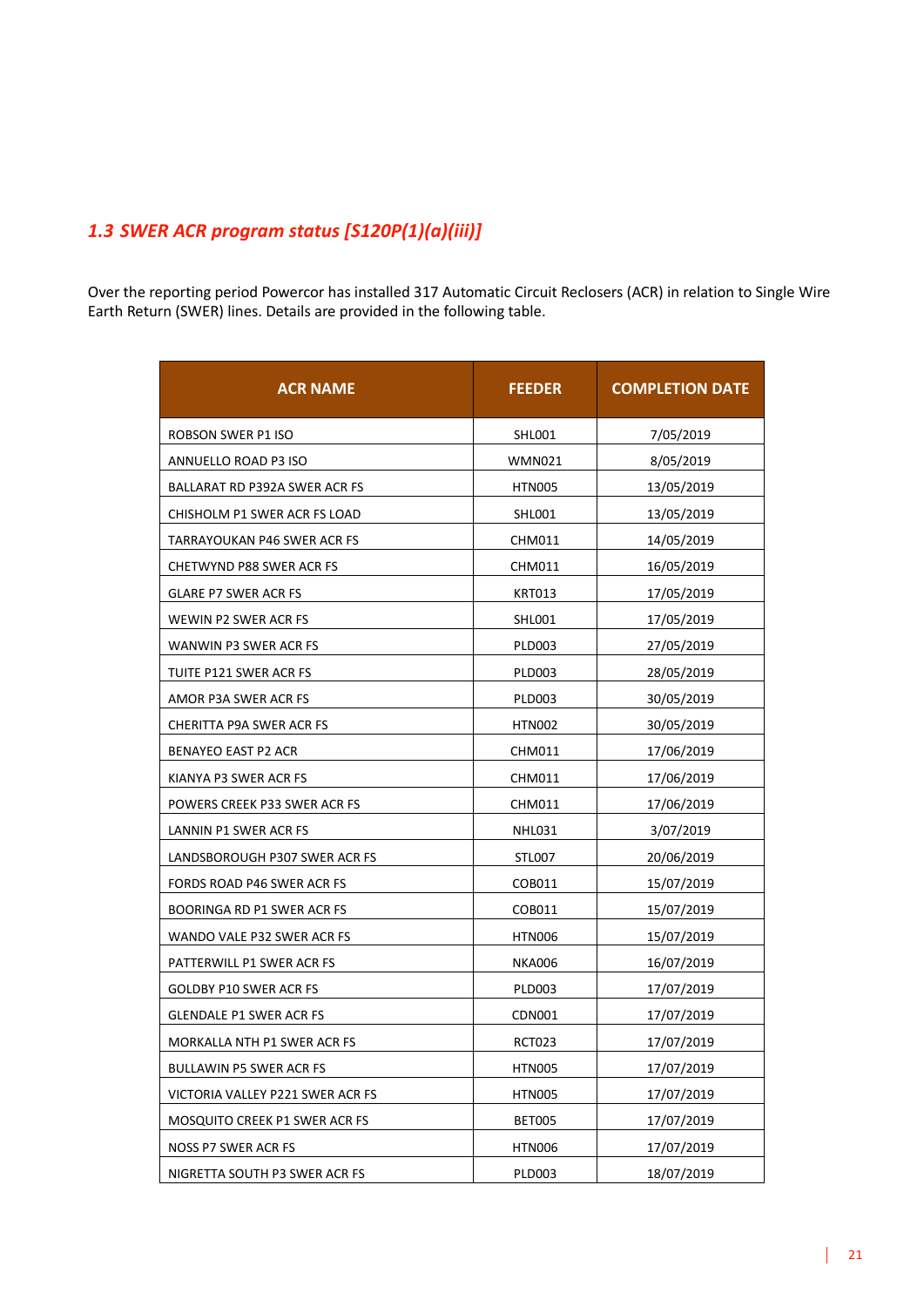## *1.3 SWER ACR program status [S120P(1)(a)(iii)]*

Over the reporting period Powercor has installed 317 Automatic Circuit Reclosers (ACR) in relation to Single Wire Earth Return (SWER) lines. Details are provided in the following table.

| ACR NAME | FEEDER | COMPLETION DATE |
|---|---|---|
| ROBSON SWER P1 ISO | SHL001 | 7/05/2019 |
| ANNUELLO ROAD P3 ISO | WMN021 | 8/05/2019 |
| BALLARAT RD P392A SWER ACR FS | HTN005 | 13/05/2019 |
| CHISHOLM P1 SWER ACR FS LOAD | SHL001 | 13/05/2019 |
| TARRAYOUKAN P46 SWER ACR FS | CHM011 | 14/05/2019 |
| CHETWYND P88 SWER ACR FS | CHM011 | 16/05/2019 |
| GLARE P7 SWER ACR FS | KRT013 | 17/05/2019 |
| WEWIN P2 SWER ACR FS | SHL001 | 17/05/2019 |
| WANWIN P3 SWER ACR FS | PLD003 | 27/05/2019 |
| TUITE P121 SWER ACR FS | PLD003 | 28/05/2019 |
| AMOR P3A SWER ACR FS | PLD003 | 30/05/2019 |
| CHERITTA P9A SWER ACR FS | HTN002 | 30/05/2019 |
| BENAYEO EAST P2 ACR | CHM011 | 17/06/2019 |
| KIANYA P3 SWER ACR FS | CHM011 | 17/06/2019 |
| POWERS CREEK P33 SWER ACR FS | CHM011 | 17/06/2019 |
| LANNIN P1 SWER ACR FS | NHL031 | 3/07/2019 |
| LANDSBOROUGH P307 SWER ACR FS | STL007 | 20/06/2019 |
| FORDS ROAD P46 SWER ACR FS | COB011 | 15/07/2019 |
| BOORINGA RD P1 SWER ACR FS | COB011 | 15/07/2019 |
| WANDO VALE P32 SWER ACR FS | HTN006 | 15/07/2019 |
| PATTERWILL P1 SWER ACR FS | NKA006 | 16/07/2019 |
| GOLDBY P10 SWER ACR FS | PLD003 | 17/07/2019 |
| GLENDALE P1 SWER ACR FS | CDN001 | 17/07/2019 |
| MORKALLA NTH P1 SWER ACR FS | RCT023 | 17/07/2019 |
| BULLAWIN P5 SWER ACR FS | HTN005 | 17/07/2019 |
| VICTORIA VALLEY P221 SWER ACR FS | HTN005 | 17/07/2019 |
| MOSQUITO CREEK P1 SWER ACR FS | BET005 | 17/07/2019 |
| NOSS P7 SWER ACR FS | HTN006 | 17/07/2019 |
| NIGRETTA SOUTH P3 SWER ACR FS | PLD003 | 18/07/2019 |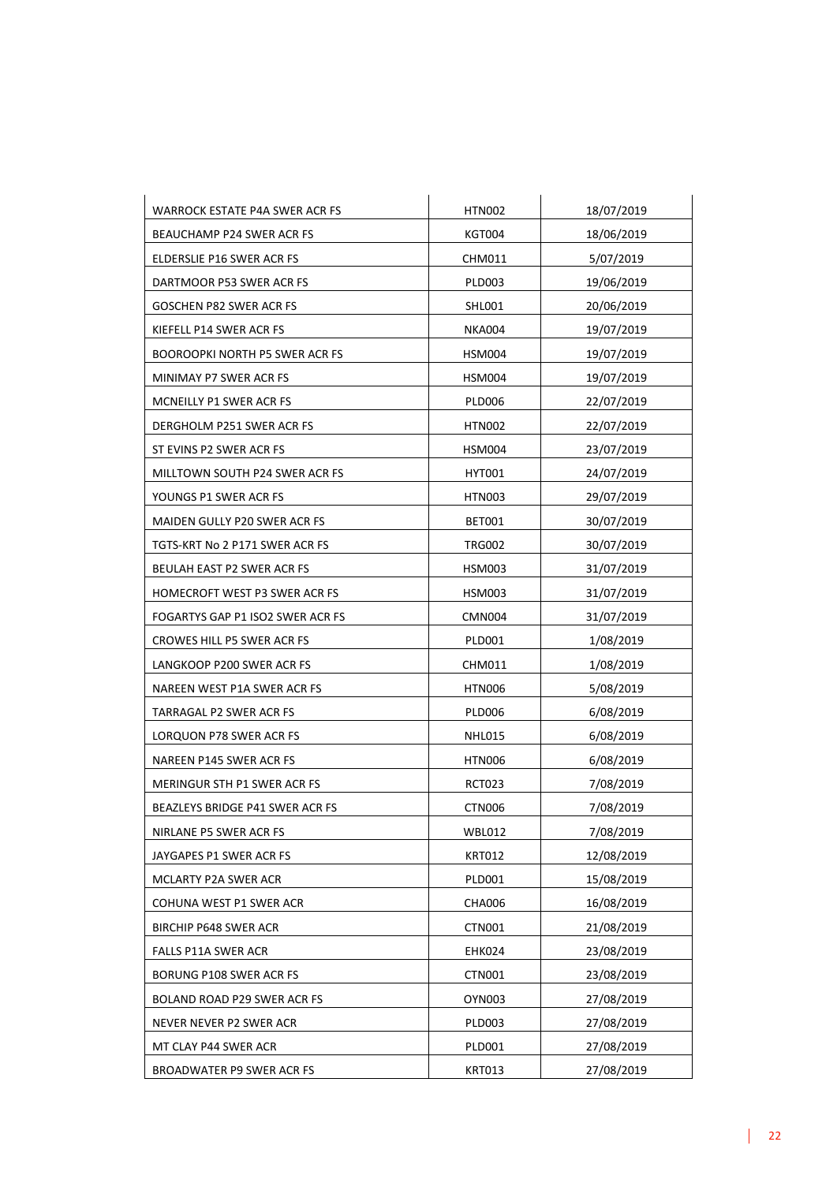| WARROCK ESTATE P4A SWER ACR FS | HTN002 | 18/07/2019 |
|---|---|---|
| BEAUCHAMP P24 SWER ACR FS | KGT004 | 18/06/2019 |
| ELDERSLIE P16 SWER ACR FS | CHM011 | 5/07/2019 |
| DARTMOOR P53 SWER ACR FS | PLD003 | 19/06/2019 |
| GOSCHEN P82 SWER ACR FS | SHL001 | 20/06/2019 |
| KIEFELL P14 SWER ACR FS | NKA004 | 19/07/2019 |
| BOOROOPKI NORTH P5 SWER ACR FS | HSM004 | 19/07/2019 |
| MINIMAY P7 SWER ACR FS | HSM004 | 19/07/2019 |
| MCNEILLY P1 SWER ACR FS | PLD006 | 22/07/2019 |
| DERGHOLM P251 SWER ACR FS | HTN002 | 22/07/2019 |
| ST EVINS P2 SWER ACR FS | HSM004 | 23/07/2019 |
| MILLTOWN SOUTH P24 SWER ACR FS | HYT001 | 24/07/2019 |
| YOUNGS P1 SWER ACR FS | HTN003 | 29/07/2019 |
| MAIDEN GULLY P20 SWER ACR FS | BET001 | 30/07/2019 |
| TGTS-KRT No 2 P171 SWER ACR FS | TRG002 | 30/07/2019 |
| BEULAH EAST P2 SWER ACR FS | HSM003 | 31/07/2019 |
| HOMECROFT WEST P3 SWER ACR FS | HSM003 | 31/07/2019 |
| FOGARTYS GAP P1 ISO2 SWER ACR FS | CMN004 | 31/07/2019 |
| CROWES HILL P5 SWER ACR FS | PLD001 | 1/08/2019 |
| LANGKOOP P200 SWER ACR FS | CHM011 | 1/08/2019 |
| NAREEN WEST P1A SWER ACR FS | HTN006 | 5/08/2019 |
| TARRAGAL P2 SWER ACR FS | PLD006 | 6/08/2019 |
| LORQUON P78 SWER ACR FS | NHL015 | 6/08/2019 |
| NAREEN P145 SWER ACR FS | HTN006 | 6/08/2019 |
| MERINGUR STH P1 SWER ACR FS | RCT023 | 7/08/2019 |
| BEAZLEYS BRIDGE P41 SWER ACR FS | CTN006 | 7/08/2019 |
| NIRLANE P5 SWER ACR FS | WBL012 | 7/08/2019 |
| JAYGAPES P1 SWER ACR FS | KRT012 | 12/08/2019 |
| MCLARTY P2A SWER ACR | PLD001 | 15/08/2019 |
| COHUNA WEST P1 SWER ACR | CHA006 | 16/08/2019 |
| BIRCHIP P648 SWER ACR | CTN001 | 21/08/2019 |
| FALLS P11A SWER ACR | EHK024 | 23/08/2019 |
| BORUNG P108 SWER ACR FS | CTN001 | 23/08/2019 |
| BOLAND ROAD P29 SWER ACR FS | OYN003 | 27/08/2019 |
| NEVER NEVER P2 SWER ACR | PLD003 | 27/08/2019 |
| MT CLAY P44 SWER ACR | PLD001 | 27/08/2019 |
| BROADWATER P9 SWER ACR FS | KRT013 | 27/08/2019 |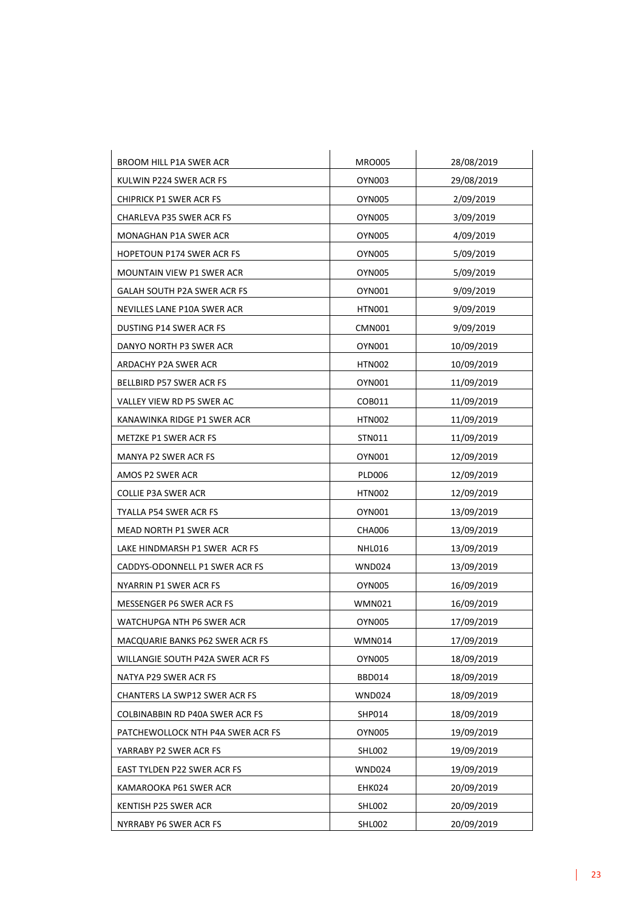| | | |
|---|---|---|
| BROOM HILL P1A SWER ACR | MRO005 | 28/08/2019 |
| KULWIN P224 SWER ACR FS | OYN003 | 29/08/2019 |
| CHIPRICK P1 SWER ACR FS | OYN005 | 2/09/2019 |
| CHARLEVA P35 SWER ACR FS | OYN005 | 3/09/2019 |
| MONAGHAN P1A SWER ACR | OYN005 | 4/09/2019 |
| HOPETOUN P174 SWER ACR FS | OYN005 | 5/09/2019 |
| MOUNTAIN VIEW P1 SWER ACR | OYN005 | 5/09/2019 |
| GALAH SOUTH P2A SWER ACR FS | OYN001 | 9/09/2019 |
| NEVILLES LANE P10A SWER ACR | HTN001 | 9/09/2019 |
| DUSTING P14 SWER ACR FS | CMN001 | 9/09/2019 |
| DANYO NORTH P3 SWER ACR | OYN001 | 10/09/2019 |
| ARDACHY P2A SWER ACR | HTN002 | 10/09/2019 |
| BELLBIRD P57 SWER ACR FS | OYN001 | 11/09/2019 |
| VALLEY VIEW RD P5 SWER AC | COB011 | 11/09/2019 |
| KANAWINKA RIDGE P1 SWER ACR | HTN002 | 11/09/2019 |
| METZKE P1 SWER ACR FS | STN011 | 11/09/2019 |
| MANYA P2 SWER ACR FS | OYN001 | 12/09/2019 |
| AMOS P2 SWER ACR | PLD006 | 12/09/2019 |
| COLLIE P3A SWER ACR | HTN002 | 12/09/2019 |
| TYALLA P54 SWER ACR FS | OYN001 | 13/09/2019 |
| MEAD NORTH P1 SWER ACR | CHA006 | 13/09/2019 |
| LAKE HINDMARSH P1 SWER ACR FS | NHL016 | 13/09/2019 |
| CADDYS-ODONNELL P1 SWER ACR FS | WND024 | 13/09/2019 |
| NYARRIN P1 SWER ACR FS | OYN005 | 16/09/2019 |
| MESSENGER P6 SWER ACR FS | WMN021 | 16/09/2019 |
| WATCHUPGA NTH P6 SWER ACR | OYN005 | 17/09/2019 |
| MACQUARIE BANKS P62 SWER ACR FS | WMN014 | 17/09/2019 |
| WILLANGIE SOUTH P42A SWER ACR FS | OYN005 | 18/09/2019 |
| NATYA P29 SWER ACR FS | BBD014 | 18/09/2019 |
| CHANTERS LA SWP12 SWER ACR FS | WND024 | 18/09/2019 |
| COLBINABBIN RD P40A SWER ACR FS | SHP014 | 18/09/2019 |
| PATCHEWOLLOCK NTH P4A SWER ACR FS | OYN005 | 19/09/2019 |
| YARRABY P2 SWER ACR FS | SHL002 | 19/09/2019 |
| EAST TYLDEN P22 SWER ACR FS | WND024 | 19/09/2019 |
| KAMAROOKA P61 SWER ACR | EHK024 | 20/09/2019 |
| KENTISH P25 SWER ACR | SHL002 | 20/09/2019 |
| NYRRABY P6 SWER ACR FS | SHL002 | 20/09/2019 |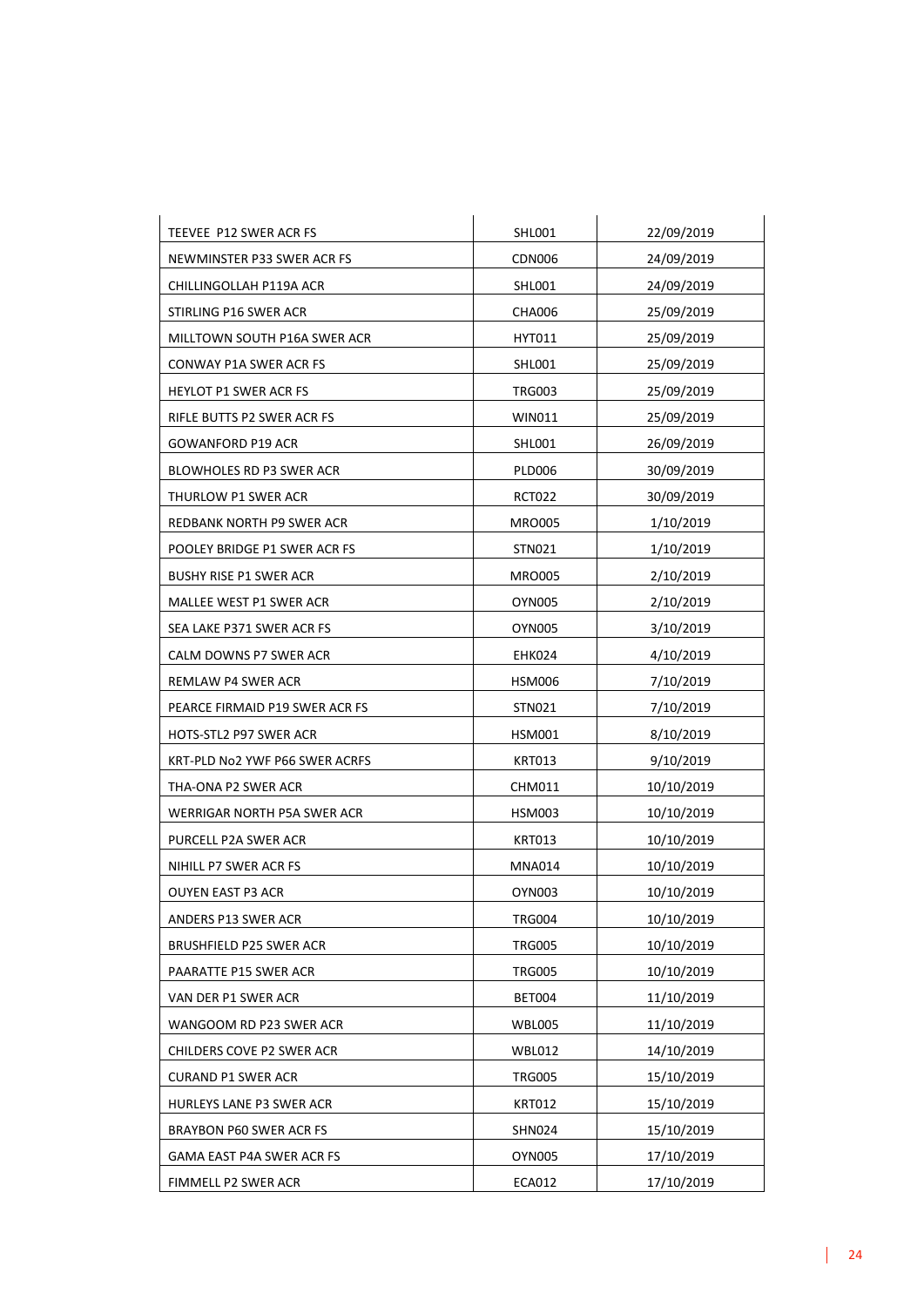| | | |
|---|---|---|
| TEEVEE P12 SWER ACR FS | SHL001 | 22/09/2019 |
| NEWMINSTER P33 SWER ACR FS | CDN006 | 24/09/2019 |
| CHILLINGOLLAH P119A ACR | SHL001 | 24/09/2019 |
| STIRLING P16 SWER ACR | CHA006 | 25/09/2019 |
| MILLTOWN SOUTH P16A SWER ACR | HYT011 | 25/09/2019 |
| CONWAY P1A SWER ACR FS | SHL001 | 25/09/2019 |
| HEYLOT P1 SWER ACR FS | TRG003 | 25/09/2019 |
| RIFLE BUTTS P2 SWER ACR FS | WIN011 | 25/09/2019 |
| GOWANFORD P19 ACR | SHL001 | 26/09/2019 |
| BLOWHOLES RD P3 SWER ACR | PLD006 | 30/09/2019 |
| THURLOW P1 SWER ACR | RCT022 | 30/09/2019 |
| REDBANK NORTH P9 SWER ACR | MRO005 | 1/10/2019 |
| POOLEY BRIDGE P1 SWER ACR FS | STN021 | 1/10/2019 |
| BUSHY RISE P1 SWER ACR | MRO005 | 2/10/2019 |
| MALLEE WEST P1 SWER ACR | OYN005 | 2/10/2019 |
| SEA LAKE P371 SWER ACR FS | OYN005 | 3/10/2019 |
| CALM DOWNS P7 SWER ACR | EHK024 | 4/10/2019 |
| REMLAW P4 SWER ACR | HSM006 | 7/10/2019 |
| PEARCE FIRMAID P19 SWER ACR FS | STN021 | 7/10/2019 |
| HOTS-STL2 P97 SWER ACR | HSM001 | 8/10/2019 |
| KRT-PLD No2 YWF P66 SWER ACRFS | KRT013 | 9/10/2019 |
| THA-ONA P2 SWER ACR | CHM011 | 10/10/2019 |
| WERRIGAR NORTH P5A SWER ACR | HSM003 | 10/10/2019 |
| PURCELL P2A SWER ACR | KRT013 | 10/10/2019 |
| NIHILL P7 SWER ACR FS | MNA014 | 10/10/2019 |
| OUYEN EAST P3 ACR | OYN003 | 10/10/2019 |
| ANDERS P13 SWER ACR | TRG004 | 10/10/2019 |
| BRUSHFIELD P25 SWER ACR | TRG005 | 10/10/2019 |
| PAARATTE P15 SWER ACR | TRG005 | 10/10/2019 |
| VAN DER P1 SWER ACR | BET004 | 11/10/2019 |
| WANGOOM RD P23 SWER ACR | WBL005 | 11/10/2019 |
| CHILDERS COVE P2 SWER ACR | WBL012 | 14/10/2019 |
| CURAND P1 SWER ACR | TRG005 | 15/10/2019 |
| HURLEYS LANE P3 SWER ACR | KRT012 | 15/10/2019 |
| BRAYBON P60 SWER ACR FS | SHN024 | 15/10/2019 |
| GAMA EAST P4A SWER ACR FS | OYN005 | 17/10/2019 |
| FIMMELL P2 SWER ACR | ECA012 | 17/10/2019 |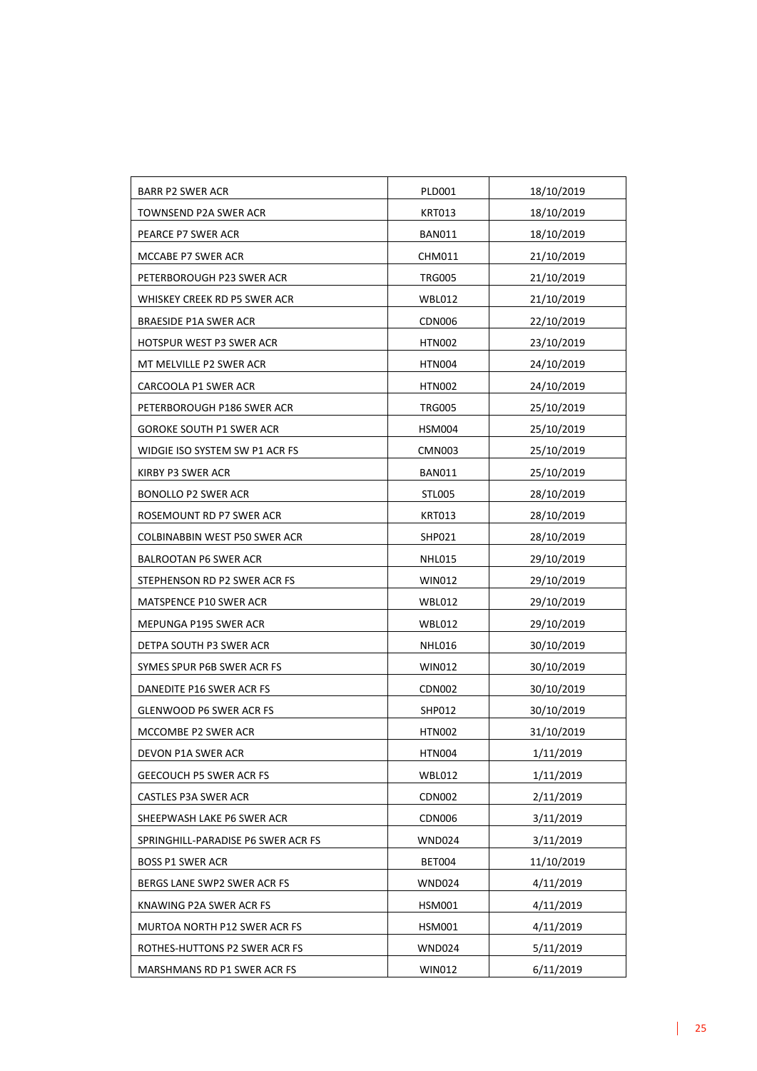| | | |
|---|---|---|
| BARR P2 SWER ACR | PLD001 | 18/10/2019 |
| TOWNSEND P2A SWER ACR | KRT013 | 18/10/2019 |
| PEARCE P7 SWER ACR | BAN011 | 18/10/2019 |
| MCCABE P7 SWER ACR | CHM011 | 21/10/2019 |
| PETERBOROUGH P23 SWER ACR | TRG005 | 21/10/2019 |
| WHISKEY CREEK RD P5 SWER ACR | WBL012 | 21/10/2019 |
| BRAESIDE P1A SWER ACR | CDN006 | 22/10/2019 |
| HOTSPUR WEST P3 SWER ACR | HTN002 | 23/10/2019 |
| MT MELVILLE P2 SWER ACR | HTN004 | 24/10/2019 |
| CARCOOLA P1 SWER ACR | HTN002 | 24/10/2019 |
| PETERBOROUGH P186 SWER ACR | TRG005 | 25/10/2019 |
| GOROKE SOUTH P1 SWER ACR | HSM004 | 25/10/2019 |
| WIDGIE ISO SYSTEM SW P1 ACR FS | CMN003 | 25/10/2019 |
| KIRBY P3 SWER ACR | BAN011 | 25/10/2019 |
| BONOLLO P2 SWER ACR | STL005 | 28/10/2019 |
| ROSEMOUNT RD P7 SWER ACR | KRT013 | 28/10/2019 |
| COLBINABBIN WEST P50 SWER ACR | SHP021 | 28/10/2019 |
| BALROOTAN P6 SWER ACR | NHL015 | 29/10/2019 |
| STEPHENSON RD P2 SWER ACR FS | WIN012 | 29/10/2019 |
| MATSPENCE P10 SWER ACR | WBL012 | 29/10/2019 |
| MEPUNGA P195 SWER ACR | WBL012 | 29/10/2019 |
| DETPA SOUTH P3 SWER ACR | NHL016 | 30/10/2019 |
| SYMES SPUR P6B SWER ACR FS | WIN012 | 30/10/2019 |
| DANEDITE P16 SWER ACR FS | CDN002 | 30/10/2019 |
| GLENWOOD P6 SWER ACR FS | SHP012 | 30/10/2019 |
| MCCOMBE P2 SWER ACR | HTN002 | 31/10/2019 |
| DEVON P1A SWER ACR | HTN004 | 1/11/2019 |
| GEECOUCH P5 SWER ACR FS | WBL012 | 1/11/2019 |
| CASTLES P3A SWER ACR | CDN002 | 2/11/2019 |
| SHEEPWASH LAKE P6 SWER ACR | CDN006 | 3/11/2019 |
| SPRINGHILL-PARADISE P6 SWER ACR FS | WND024 | 3/11/2019 |
| BOSS P1 SWER ACR | BET004 | 11/10/2019 |
| BERGS LANE SWP2 SWER ACR FS | WND024 | 4/11/2019 |
| KNAWING P2A SWER ACR FS | HSM001 | 4/11/2019 |
| MURTOA NORTH P12 SWER ACR FS | HSM001 | 4/11/2019 |
| ROTHES-HUTTONS P2 SWER ACR FS | WND024 | 5/11/2019 |
| MARSHMANS RD P1 SWER ACR FS | WIN012 | 6/11/2019 |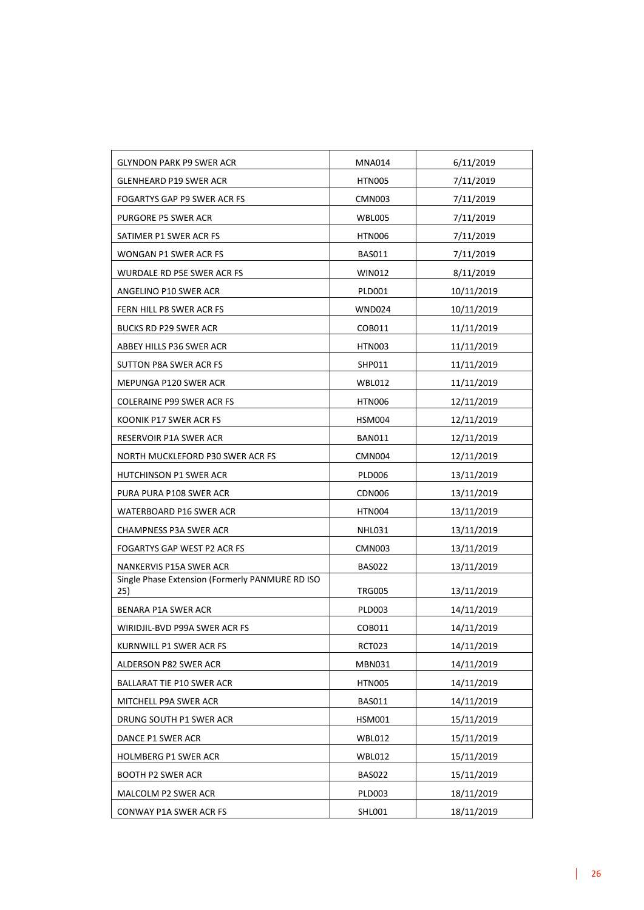| | | |
|---|---|---|
| GLYNDON PARK P9 SWER ACR | MNA014 | 6/11/2019 |
| GLENHEARD P19 SWER ACR | HTN005 | 7/11/2019 |
| FOGARTYS GAP P9 SWER ACR FS | CMN003 | 7/11/2019 |
| PURGORE P5 SWER ACR | WBL005 | 7/11/2019 |
| SATIMER P1 SWER ACR FS | HTN006 | 7/11/2019 |
| WONGAN P1 SWER ACR FS | BAS011 | 7/11/2019 |
| WURDALE RD P5E SWER ACR FS | WIN012 | 8/11/2019 |
| ANGELINO P10 SWER ACR | PLD001 | 10/11/2019 |
| FERN HILL P8 SWER ACR FS | WND024 | 10/11/2019 |
| BUCKS RD P29 SWER ACR | COB011 | 11/11/2019 |
| ABBEY HILLS P36 SWER ACR | HTN003 | 11/11/2019 |
| SUTTON P8A SWER ACR FS | SHP011 | 11/11/2019 |
| MEPUNGA P120 SWER ACR | WBL012 | 11/11/2019 |
| COLERAINE P99 SWER ACR FS | HTN006 | 12/11/2019 |
| KOONIK P17 SWER ACR FS | HSM004 | 12/11/2019 |
| RESERVOIR P1A SWER ACR | BAN011 | 12/11/2019 |
| NORTH MUCKLEFORD P30 SWER ACR FS | CMN004 | 12/11/2019 |
| HUTCHINSON P1 SWER ACR | PLD006 | 13/11/2019 |
| PURA PURA P108 SWER ACR | CDN006 | 13/11/2019 |
| WATERBOARD P16 SWER ACR | HTN004 | 13/11/2019 |
| CHAMPNESS P3A SWER ACR | NHL031 | 13/11/2019 |
| FOGARTYS GAP WEST P2 ACR FS | CMN003 | 13/11/2019 |
| NANKERVIS P15A SWER ACR | BAS022 | 13/11/2019 |
| Single Phase Extension (Formerly PANMURE RD ISO 25) | TRG005 | 13/11/2019 |
| BENARA P1A SWER ACR | PLD003 | 14/11/2019 |
| WIRIDJIL-BVD P99A SWER ACR FS | COB011 | 14/11/2019 |
| KURNWILL P1 SWER ACR FS | RCT023 | 14/11/2019 |
| ALDERSON P82 SWER ACR | MBN031 | 14/11/2019 |
| BALLARAT TIE P10 SWER ACR | HTN005 | 14/11/2019 |
| MITCHELL P9A SWER ACR | BAS011 | 14/11/2019 |
| DRUNG SOUTH P1 SWER ACR | HSM001 | 15/11/2019 |
| DANCE P1 SWER ACR | WBL012 | 15/11/2019 |
| HOLMBERG P1 SWER ACR | WBL012 | 15/11/2019 |
| BOOTH P2 SWER ACR | BAS022 | 15/11/2019 |
| MALCOLM P2 SWER ACR | PLD003 | 18/11/2019 |
| CONWAY P1A SWER ACR FS | SHL001 | 18/11/2019 |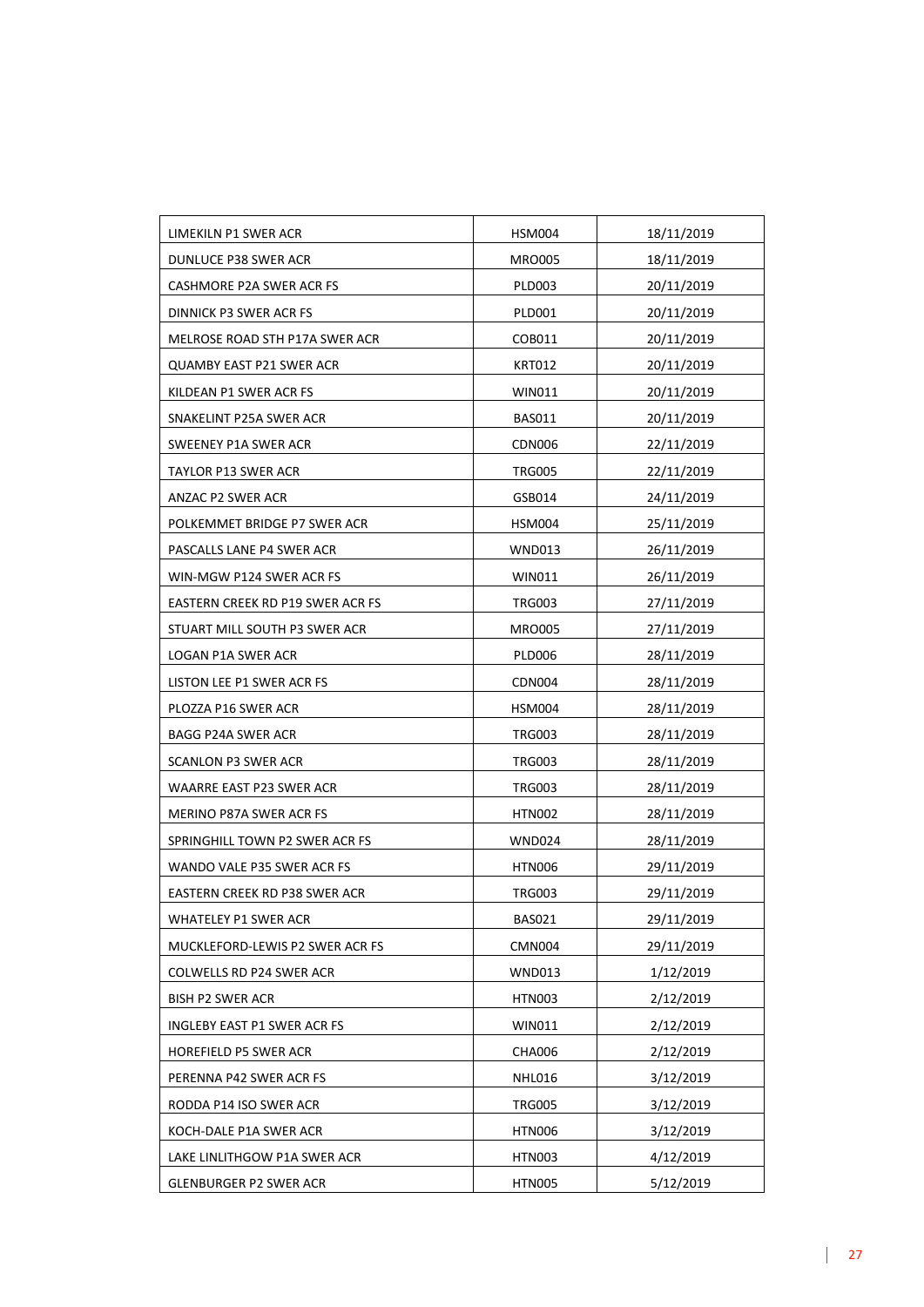| LIMEKILN P1 SWER ACR | HSM004 | 18/11/2019 |
|---|---|---|
| DUNLUCE P38 SWER ACR | MRO005 | 18/11/2019 |
| CASHMORE P2A SWER ACR FS | PLD003 | 20/11/2019 |
| DINNICK P3 SWER ACR FS | PLD001 | 20/11/2019 |
| MELROSE ROAD STH P17A SWER ACR | COB011 | 20/11/2019 |
| QUAMBY EAST P21 SWER ACR | KRT012 | 20/11/2019 |
| KILDEAN P1 SWER ACR FS | WIN011 | 20/11/2019 |
| SNAKELINT P25A SWER ACR | BAS011 | 20/11/2019 |
| SWEENEY P1A SWER ACR | CDN006 | 22/11/2019 |
| TAYLOR P13 SWER ACR | TRG005 | 22/11/2019 |
| ANZAC P2 SWER ACR | GSB014 | 24/11/2019 |
| POLKEMMET BRIDGE P7 SWER ACR | HSM004 | 25/11/2019 |
| PASCALLS LANE P4 SWER ACR | WND013 | 26/11/2019 |
| WIN-MGW P124 SWER ACR FS | WIN011 | 26/11/2019 |
| EASTERN CREEK RD P19 SWER ACR FS | TRG003 | 27/11/2019 |
| STUART MILL SOUTH P3 SWER ACR | MRO005 | 27/11/2019 |
| LOGAN P1A SWER ACR | PLD006 | 28/11/2019 |
| LISTON LEE P1 SWER ACR FS | CDN004 | 28/11/2019 |
| PLOZZA P16 SWER ACR | HSM004 | 28/11/2019 |
| BAGG P24A SWER ACR | TRG003 | 28/11/2019 |
| SCANLON P3 SWER ACR | TRG003 | 28/11/2019 |
| WAARRE EAST P23 SWER ACR | TRG003 | 28/11/2019 |
| MERINO P87A SWER ACR FS | HTN002 | 28/11/2019 |
| SPRINGHILL TOWN P2 SWER ACR FS | WND024 | 28/11/2019 |
| WANDO VALE P35 SWER ACR FS | HTN006 | 29/11/2019 |
| EASTERN CREEK RD P38 SWER ACR | TRG003 | 29/11/2019 |
| WHATELEY P1 SWER ACR | BAS021 | 29/11/2019 |
| MUCKLEFORD-LEWIS P2 SWER ACR FS | CMN004 | 29/11/2019 |
| COLWELLS RD P24 SWER ACR | WND013 | 1/12/2019 |
| BISH P2 SWER ACR | HTN003 | 2/12/2019 |
| INGLEBY EAST P1 SWER ACR FS | WIN011 | 2/12/2019 |
| HOREFIELD P5 SWER ACR | CHA006 | 2/12/2019 |
| PERENNA P42 SWER ACR FS | NHL016 | 3/12/2019 |
| RODDA P14 ISO SWER ACR | TRG005 | 3/12/2019 |
| KOCH-DALE P1A SWER ACR | HTN006 | 3/12/2019 |
| LAKE LINLITHGOW P1A SWER ACR | HTN003 | 4/12/2019 |
| GLENBURGER P2 SWER ACR | HTN005 | 5/12/2019 |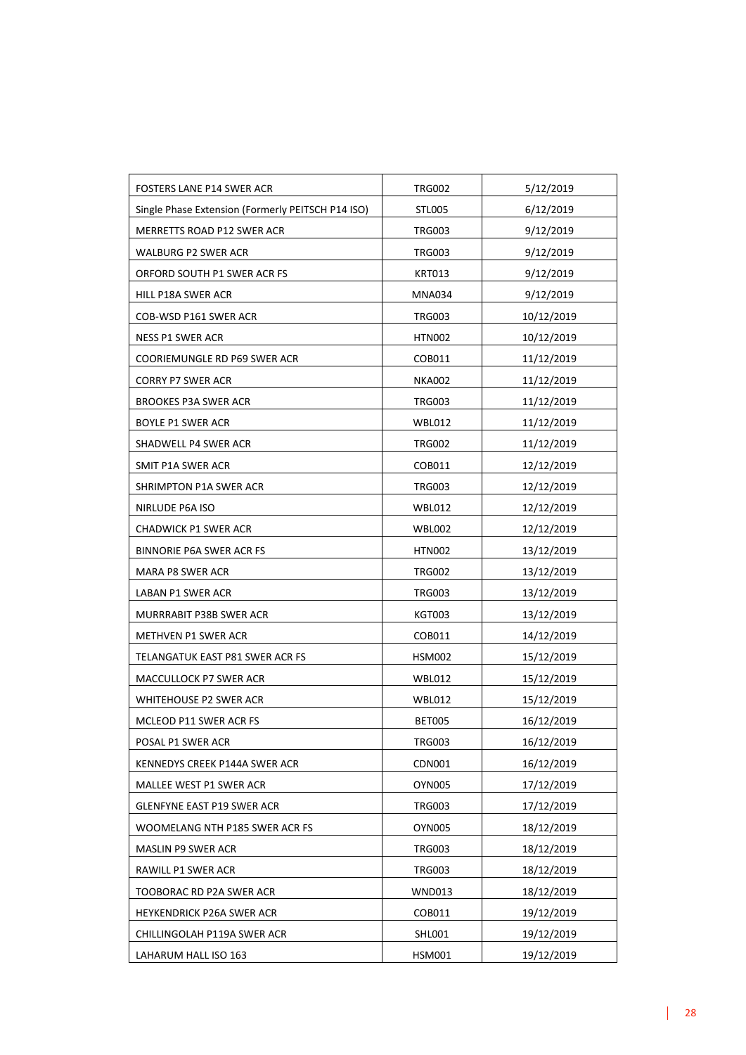| FOSTERS LANE P14 SWER ACR | TRG002 | 5/12/2019 |
|---|---|---|
| Single Phase Extension (Formerly PEITSCH P14 ISO) | STL005 | 6/12/2019 |
| MERRETTS ROAD P12 SWER ACR | TRG003 | 9/12/2019 |
| WALBURG P2 SWER ACR | TRG003 | 9/12/2019 |
| ORFORD SOUTH P1 SWER ACR FS | KRT013 | 9/12/2019 |
| HILL P18A SWER ACR | MNA034 | 9/12/2019 |
| COB-WSD P161 SWER ACR | TRG003 | 10/12/2019 |
| NESS P1 SWER ACR | HTN002 | 10/12/2019 |
| COORIEMUNGLE RD P69 SWER ACR | COB011 | 11/12/2019 |
| CORRY P7 SWER ACR | NKA002 | 11/12/2019 |
| BROOKES P3A SWER ACR | TRG003 | 11/12/2019 |
| BOYLE P1 SWER ACR | WBL012 | 11/12/2019 |
| SHADWELL P4 SWER ACR | TRG002 | 11/12/2019 |
| SMIT P1A SWER ACR | COB011 | 12/12/2019 |
| SHRIMPTON P1A SWER ACR | TRG003 | 12/12/2019 |
| NIRLUDE P6A ISO | WBL012 | 12/12/2019 |
| CHADWICK P1 SWER ACR | WBL002 | 12/12/2019 |
| BINNORIE P6A SWER ACR FS | HTN002 | 13/12/2019 |
| MARA P8 SWER ACR | TRG002 | 13/12/2019 |
| LABAN P1 SWER ACR | TRG003 | 13/12/2019 |
| MURRRABIT P38B SWER ACR | KGT003 | 13/12/2019 |
| METHVEN P1 SWER ACR | COB011 | 14/12/2019 |
| TELANGATUK EAST P81 SWER ACR FS | HSM002 | 15/12/2019 |
| MACCULLOCK P7 SWER ACR | WBL012 | 15/12/2019 |
| WHITEHOUSE P2 SWER ACR | WBL012 | 15/12/2019 |
| MCLEOD P11 SWER ACR FS | BET005 | 16/12/2019 |
| POSAL P1 SWER ACR | TRG003 | 16/12/2019 |
| KENNEDYS CREEK P144A SWER ACR | CDN001 | 16/12/2019 |
| MALLEE WEST P1 SWER ACR | OYN005 | 17/12/2019 |
| GLENFYNE EAST P19 SWER ACR | TRG003 | 17/12/2019 |
| WOOMELANG NTH P185 SWER ACR FS | OYN005 | 18/12/2019 |
| MASLIN P9 SWER ACR | TRG003 | 18/12/2019 |
| RAWILL P1 SWER ACR | TRG003 | 18/12/2019 |
| TOOBORAC RD P2A SWER ACR | WND013 | 18/12/2019 |
| HEYKENDRICK P26A SWER ACR | COB011 | 19/12/2019 |
| CHILLINGOLAH P119A SWER ACR | SHL001 | 19/12/2019 |
| LAHARUM HALL ISO 163 | HSM001 | 19/12/2019 |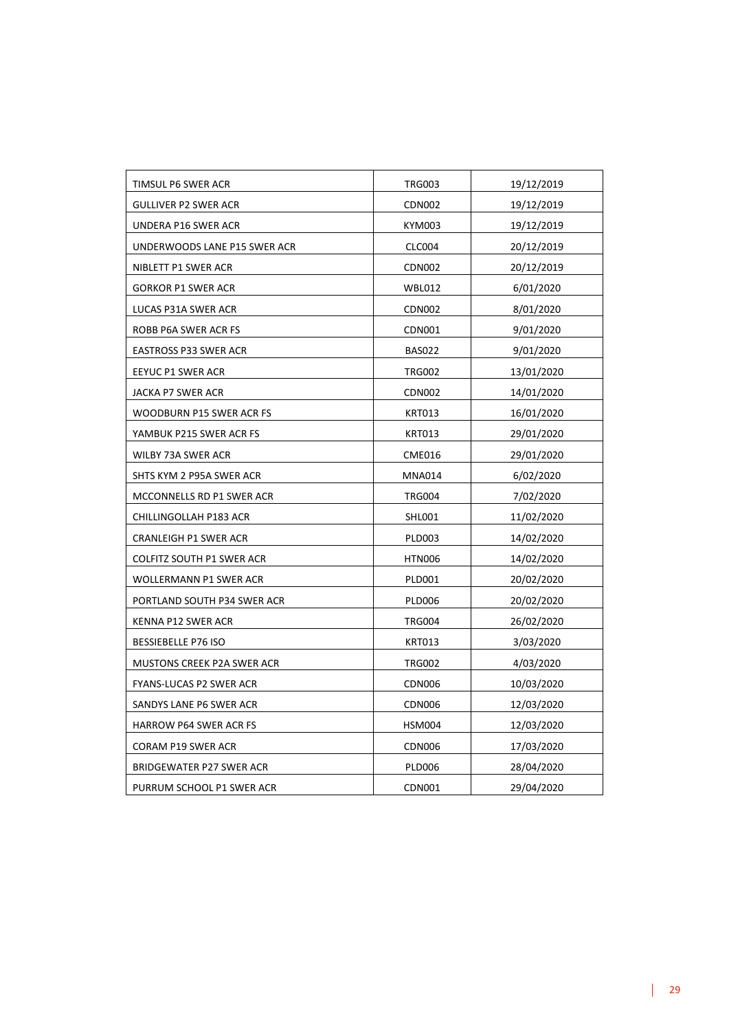| TIMSUL P6 SWER ACR | TRG003 | 19/12/2019 |
|---|---|---|
| GULLIVER P2 SWER ACR | CDN002 | 19/12/2019 |
| UNDERA P16 SWER ACR | KYM003 | 19/12/2019 |
| UNDERWOODS LANE P15 SWER ACR | CLC004 | 20/12/2019 |
| NIBLETT P1 SWER ACR | CDN002 | 20/12/2019 |
| GORKOR P1 SWER ACR | WBL012 | 6/01/2020 |
| LUCAS P31A SWER ACR | CDN002 | 8/01/2020 |
| ROBB P6A SWER ACR FS | CDN001 | 9/01/2020 |
| EASTROSS P33 SWER ACR | BAS022 | 9/01/2020 |
| EEYUC P1 SWER ACR | TRG002 | 13/01/2020 |
| JACKA P7 SWER ACR | CDN002 | 14/01/2020 |
| WOODBURN P15 SWER ACR FS | KRT013 | 16/01/2020 |
| YAMBUK P215 SWER ACR FS | KRT013 | 29/01/2020 |
| WILBY 73A SWER ACR | CME016 | 29/01/2020 |
| SHTS KYM 2 P95A SWER ACR | MNA014 | 6/02/2020 |
| MCCONNELLS RD P1 SWER ACR | TRG004 | 7/02/2020 |
| CHILLINGOLLAH P183 ACR | SHL001 | 11/02/2020 |
| CRANLEIGH P1 SWER ACR | PLD003 | 14/02/2020 |
| COLFITZ SOUTH P1 SWER ACR | HTN006 | 14/02/2020 |
| WOLLERMANN P1 SWER ACR | PLD001 | 20/02/2020 |
| PORTLAND SOUTH P34 SWER ACR | PLD006 | 20/02/2020 |
| KENNA P12 SWER ACR | TRG004 | 26/02/2020 |
| BESSIEBELLE P76 ISO | KRT013 | 3/03/2020 |
| MUSTONS CREEK P2A SWER ACR | TRG002 | 4/03/2020 |
| FYANS-LUCAS P2 SWER ACR | CDN006 | 10/03/2020 |
| SANDYS LANE P6 SWER ACR | CDN006 | 12/03/2020 |
| HARROW P64 SWER ACR FS | HSM004 | 12/03/2020 |
| CORAM P19 SWER ACR | CDN006 | 17/03/2020 |
| BRIDGEWATER P27 SWER ACR | PLD006 | 28/04/2020 |
| PURRUM SCHOOL P1 SWER ACR | CDN001 | 29/04/2020 |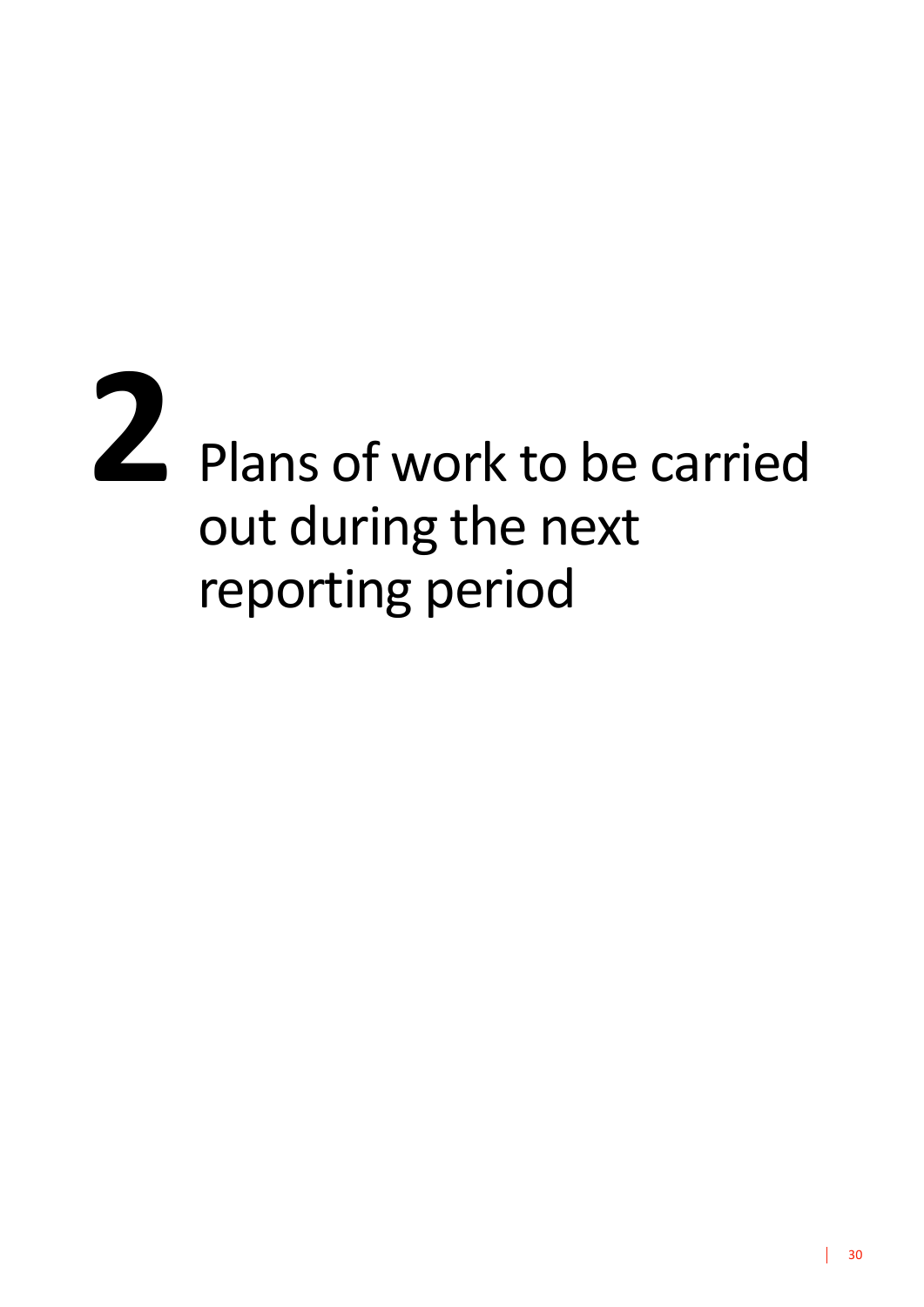# 2 Plans of work to be carried out during the next reporting period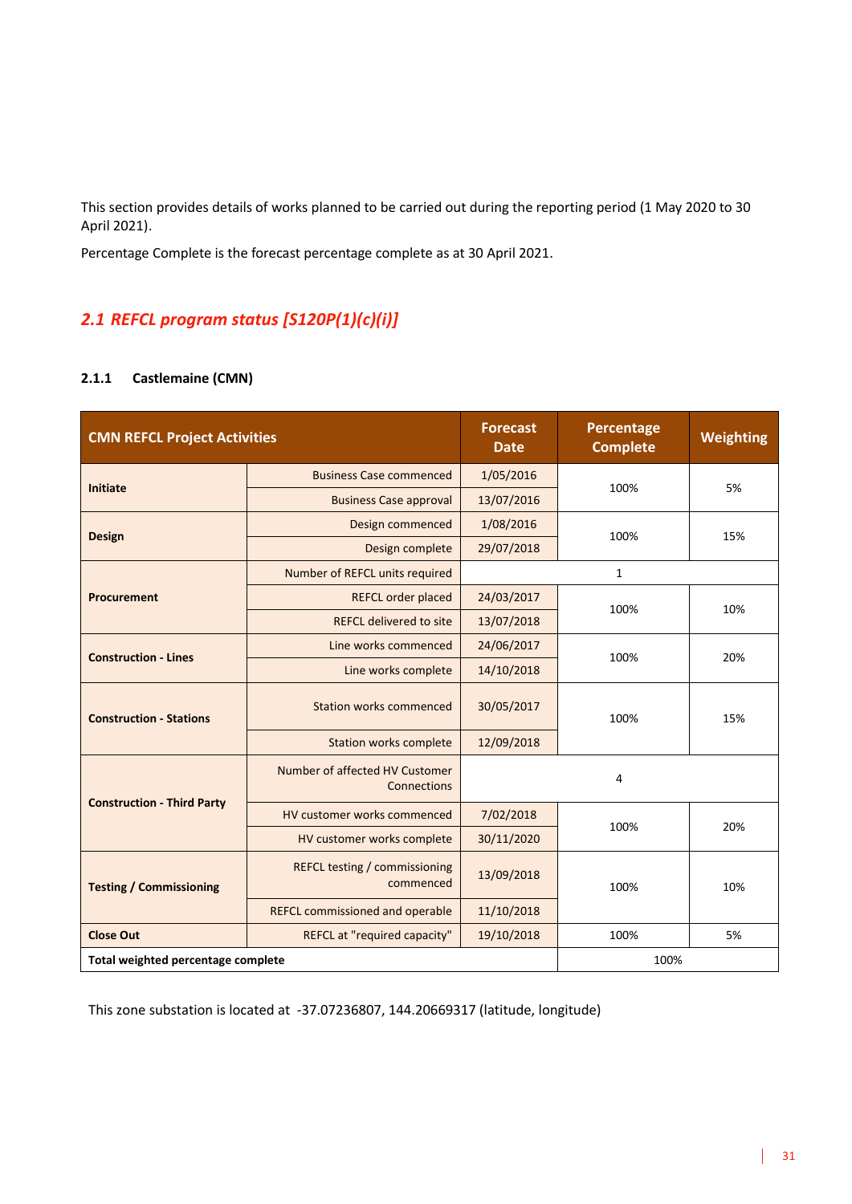This section provides details of works planned to be carried out during the reporting period (1 May 2020 to 30 April 2021).

Percentage Complete is the forecast percentage complete as at 30 April 2021.

## *2.1 REFCL program status [S120P(1)(c)(i)]*

### 2.1.1 Castlemaine (CMN)

| CMN REFCL Project Activities | | Forecast Date | Percentage Complete | Weighting |
|---|---|---|---|---|
| **Initiate** | Business Case commenced | 1/05/2016 | 100% | 5% |
| | Business Case approval | 13/07/2016 | | |
| **Design** | Design commenced | 1/08/2016 | 100% | 15% |
| | Design complete | 29/07/2018 | | |
| **Procurement** | Number of REFCL units required | 1 | | |
| | REFCL order placed | 24/03/2017 | 100% | 10% |
| | REFCL delivered to site | 13/07/2018 | | |
| **Construction - Lines** | Line works commenced | 24/06/2017 | 100% | 20% |
| | Line works complete | 14/10/2018 | | |
| **Construction - Stations** | Station works commenced | 30/05/2017 | 100% | 15% |
| | Station works complete | 12/09/2018 | | |
| **Construction - Third Party** | Number of affected HV Customer Connections | 4 | | |
| | HV customer works commenced | 7/02/2018 | 100% | 20% |
| | HV customer works complete | 30/11/2020 | | |
| **Testing / Commissioning** | REFCL testing / commissioning commenced | 13/09/2018 | 100% | 10% |
| | REFCL commissioned and operable | 11/10/2018 | | |
| **Close Out** | REFCL at "required capacity" | 19/10/2018 | 100% | 5% |
| **Total weighted percentage complete** | | | 100% | |

This zone substation is located at -37.07236807, 144.20669317 (latitude, longitude)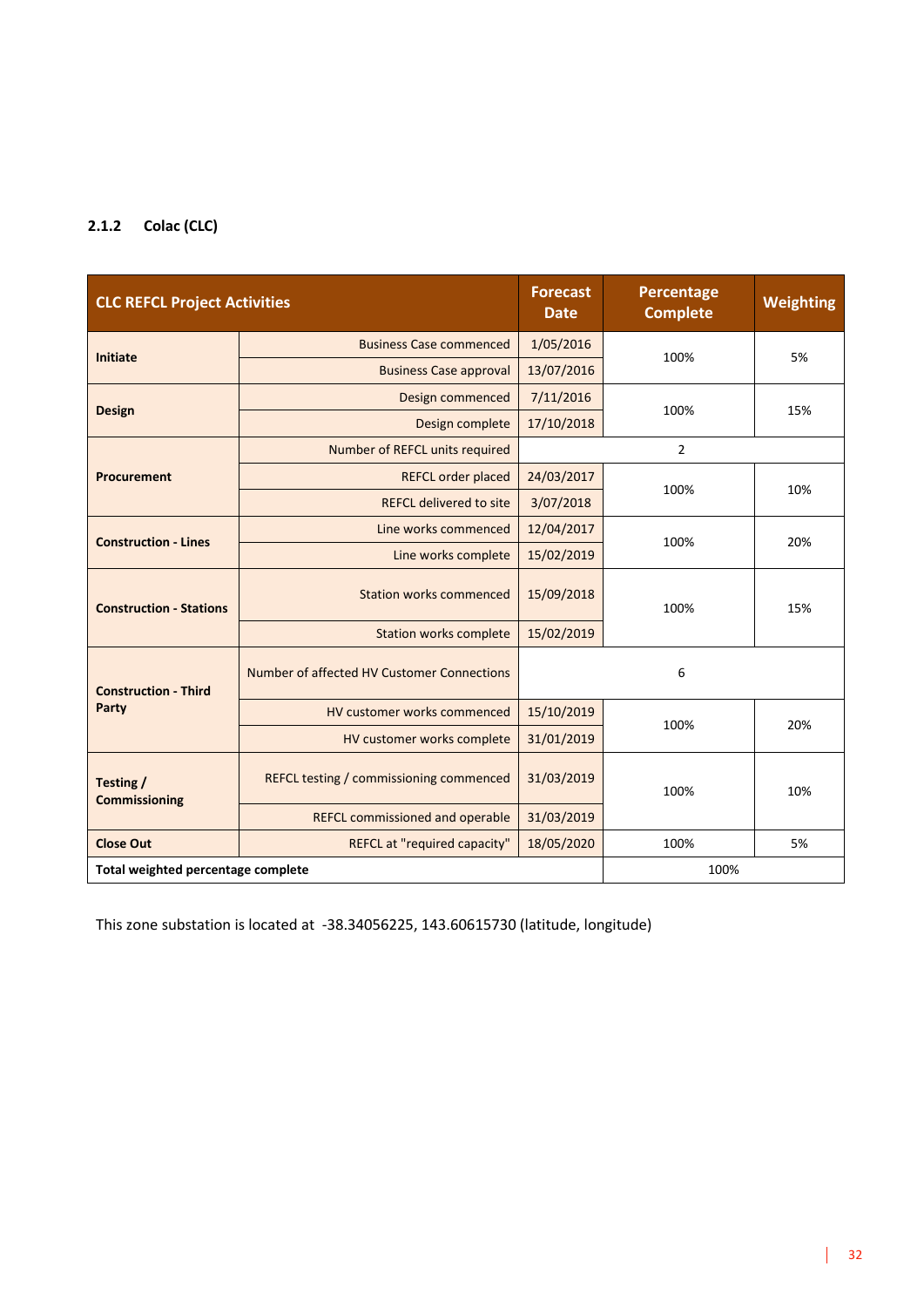### 2.1.2 Colac (CLC)

| CLC REFCL Project Activities | | Forecast Date | Percentage Complete | Weighting |
|---|---|---|---|---|
| **Initiate** | Business Case commenced | 1/05/2016 | 100% | 5% |
| | Business Case approval | 13/07/2016 | | |
| **Design** | Design commenced | 7/11/2016 | 100% | 15% |
| | Design complete | 17/10/2018 | | |
| **Procurement** | Number of REFCL units required | | 2 | |
| | REFCL order placed | 24/03/2017 | 100% | 10% |
| | REFCL delivered to site | 3/07/2018 | | |
| **Construction - Lines** | Line works commenced | 12/04/2017 | 100% | 20% |
| | Line works complete | 15/02/2019 | | |
| **Construction - Stations** | Station works commenced | 15/09/2018 | 100% | 15% |
| | Station works complete | 15/02/2019 | | |
| **Construction - Third Party** | Number of affected HV Customer Connections | | 6 | |
| | HV customer works commenced | 15/10/2019 | 100% | 20% |
| | HV customer works complete | 31/01/2019 | | |
| **Testing / Commissioning** | REFCL testing / commissioning commenced | 31/03/2019 | 100% | 10% |
| | REFCL commissioned and operable | 31/03/2019 | | |
| **Close Out** | REFCL at "required capacity" | 18/05/2020 | 100% | 5% |
| **Total weighted percentage complete** | | | 100% | |

This zone substation is located at -38.34056225, 143.60615730 (latitude, longitude)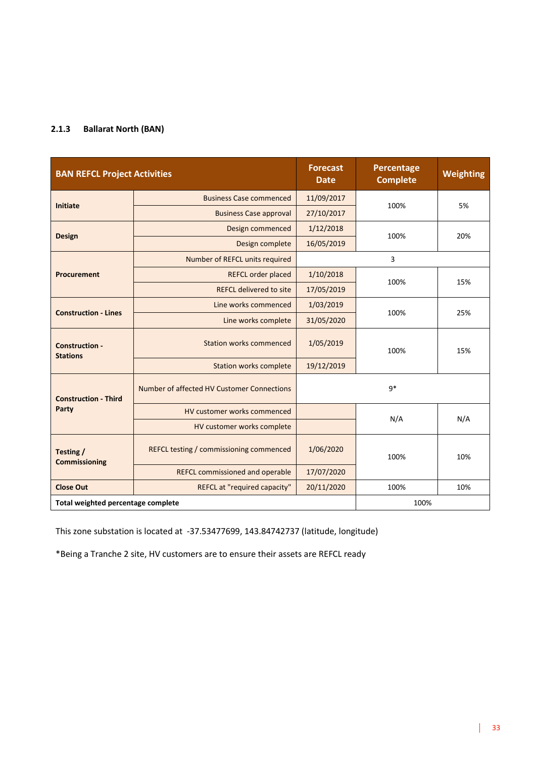### 2.1.3 Ballarat North (BAN)

| BAN REFCL Project Activities | | Forecast Date | Percentage Complete | Weighting |
|---|---|---|---|---|
| **Initiate** | Business Case commenced | 11/09/2017 | 100% | 5% |
| | Business Case approval | 27/10/2017 | | |
| **Design** | Design commenced | 1/12/2018 | 100% | 20% |
| | Design complete | 16/05/2019 | | |
| **Procurement** | Number of REFCL units required | 3 | | |
| | REFCL order placed | 1/10/2018 | 100% | 15% |
| | REFCL delivered to site | 17/05/2019 | | |
| **Construction - Lines** | Line works commenced | 1/03/2019 | 100% | 25% |
| | Line works complete | 31/05/2020 | | |
| **Construction - Stations** | Station works commenced | 1/05/2019 | 100% | 15% |
| | Station works complete | 19/12/2019 | | |
| **Construction - Third Party** | Number of affected HV Customer Connections | 9* | | |
| | HV customer works commenced | | N/A | N/A |
| | HV customer works complete | | | |
| **Testing / Commissioning** | REFCL testing / commissioning commenced | 1/06/2020 | 100% | 10% |
| | REFCL commissioned and operable | 17/07/2020 | | |
| **Close Out** | REFCL at "required capacity" | 20/11/2020 | 100% | 10% |
| **Total weighted percentage complete** | | | 100% | |

This zone substation is located at -37.53477699, 143.84742737 (latitude, longitude)

*Being a Tranche 2 site, HV customers are to ensure their assets are REFCL ready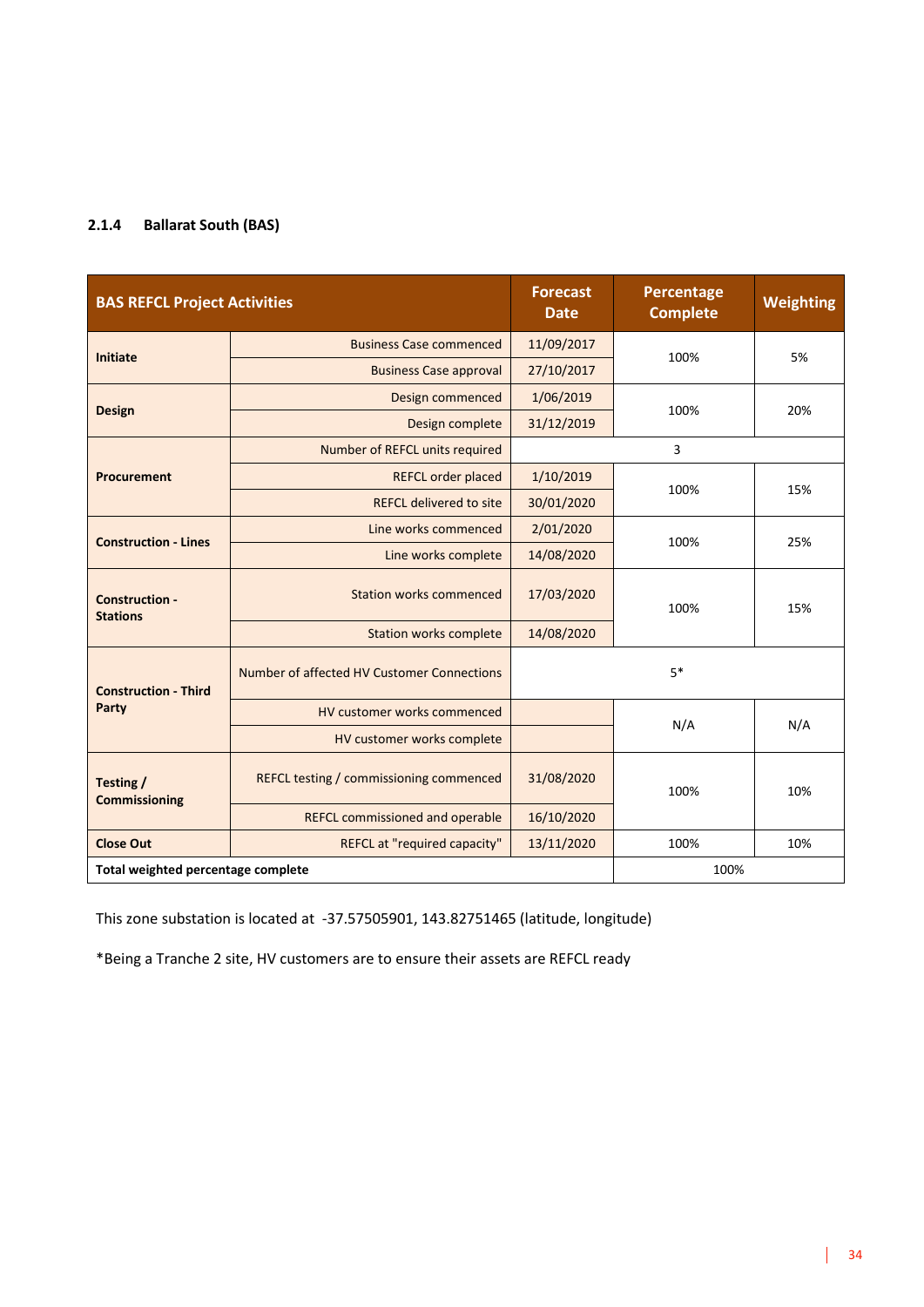### 2.1.4 Ballarat South (BAS)

| BAS REFCL Project Activities | | Forecast Date | Percentage Complete | Weighting |
|---|---|---|---|---|
| Initiate | Business Case commenced | 11/09/2017 | 100% | 5% |
| | Business Case approval | 27/10/2017 | | |
| Design | Design commenced | 1/06/2019 | 100% | 20% |
| | Design complete | 31/12/2019 | | |
| Procurement | Number of REFCL units required | 3 | | |
| | REFCL order placed | 1/10/2019 | 100% | 15% |
| | REFCL delivered to site | 30/01/2020 | | |
| Construction - Lines | Line works commenced | 2/01/2020 | 100% | 25% |
| | Line works complete | 14/08/2020 | | |
| Construction - Stations | Station works commenced | 17/03/2020 | 100% | 15% |
| | Station works complete | 14/08/2020 | | |
| Construction - Third Party | Number of affected HV Customer Connections | 5* | | |
| | HV customer works commenced | | N/A | N/A |
| | HV customer works complete | | | |
| Testing / Commissioning | REFCL testing / commissioning commenced | 31/08/2020 | 100% | 10% |
| | REFCL commissioned and operable | 16/10/2020 | | |
| Close Out | REFCL at "required capacity" | 13/11/2020 | 100% | 10% |
| Total weighted percentage complete | | | 100% | |

This zone substation is located at -37.57505901, 143.82751465 (latitude, longitude)

*Being a Tranche 2 site, HV customers are to ensure their assets are REFCL ready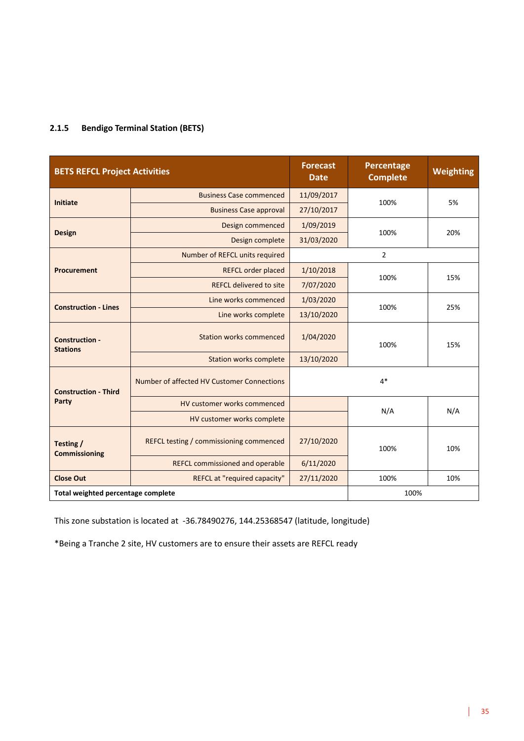### 2.1.5 Bendigo Terminal Station (BETS)

| BETS REFCL Project Activities | | Forecast Date | Percentage Complete | Weighting |
|---|---|---|---|---|
| **Initiate** | Business Case commenced | 11/09/2017 | 100% | 5% |
| | Business Case approval | 27/10/2017 | | |
| **Design** | Design commenced | 1/09/2019 | 100% | 20% |
| | Design complete | 31/03/2020 | | |
| **Procurement** | Number of REFCL units required | 2 | | |
| | REFCL order placed | 1/10/2018 | 100% | 15% |
| | REFCL delivered to site | 7/07/2020 | | |
| **Construction - Lines** | Line works commenced | 1/03/2020 | 100% | 25% |
| | Line works complete | 13/10/2020 | | |
| **Construction - Stations** | Station works commenced | 1/04/2020 | 100% | 15% |
| | Station works complete | 13/10/2020 | | |
| **Construction - Third Party** | Number of affected HV Customer Connections | 4* | | |
| | HV customer works commenced | | N/A | N/A |
| | HV customer works complete | | | |
| **Testing / Commissioning** | REFCL testing / commissioning commenced | 27/10/2020 | 100% | 10% |
| | REFCL commissioned and operable | 6/11/2020 | | |
| **Close Out** | REFCL at "required capacity" | 27/11/2020 | 100% | 10% |
| **Total weighted percentage complete** | | | 100% | |

This zone substation is located at -36.78490276, 144.25368547 (latitude, longitude)

*Being a Tranche 2 site, HV customers are to ensure their assets are REFCL ready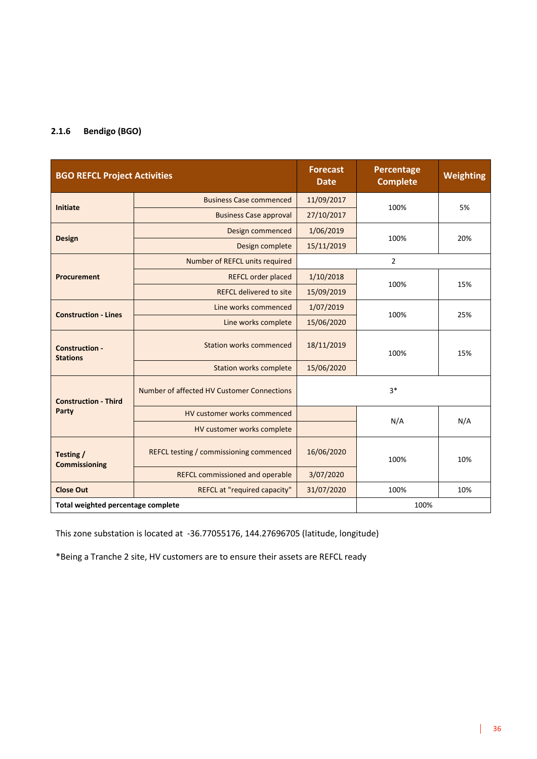### 2.1.6 Bendigo (BGO)

| BGO REFCL Project Activities | | Forecast Date | Percentage Complete | Weighting |
|---|---|---|---|---|
| Initiate | Business Case commenced | 11/09/2017 | 100% | 5% |
| | Business Case approval | 27/10/2017 | | |
| Design | Design commenced | 1/06/2019 | 100% | 20% |
| | Design complete | 15/11/2019 | | |
| Procurement | Number of REFCL units required | 2 | | |
| | REFCL order placed | 1/10/2018 | 100% | 15% |
| | REFCL delivered to site | 15/09/2019 | | |
| Construction - Lines | Line works commenced | 1/07/2019 | 100% | 25% |
| | Line works complete | 15/06/2020 | | |
| Construction - Stations | Station works commenced | 18/11/2019 | 100% | 15% |
| | Station works complete | 15/06/2020 | | |
| Construction - Third Party | Number of affected HV Customer Connections | 3* | | |
| | HV customer works commenced | | N/A | N/A |
| | HV customer works complete | | | |
| Testing / Commissioning | REFCL testing / commissioning commenced | 16/06/2020 | 100% | 10% |
| | REFCL commissioned and operable | 3/07/2020 | | |
| Close Out | REFCL at "required capacity" | 31/07/2020 | 100% | 10% |
| Total weighted percentage complete | | | 100% | |

This zone substation is located at -36.77055176, 144.27696705 (latitude, longitude)

*Being a Tranche 2 site, HV customers are to ensure their assets are REFCL ready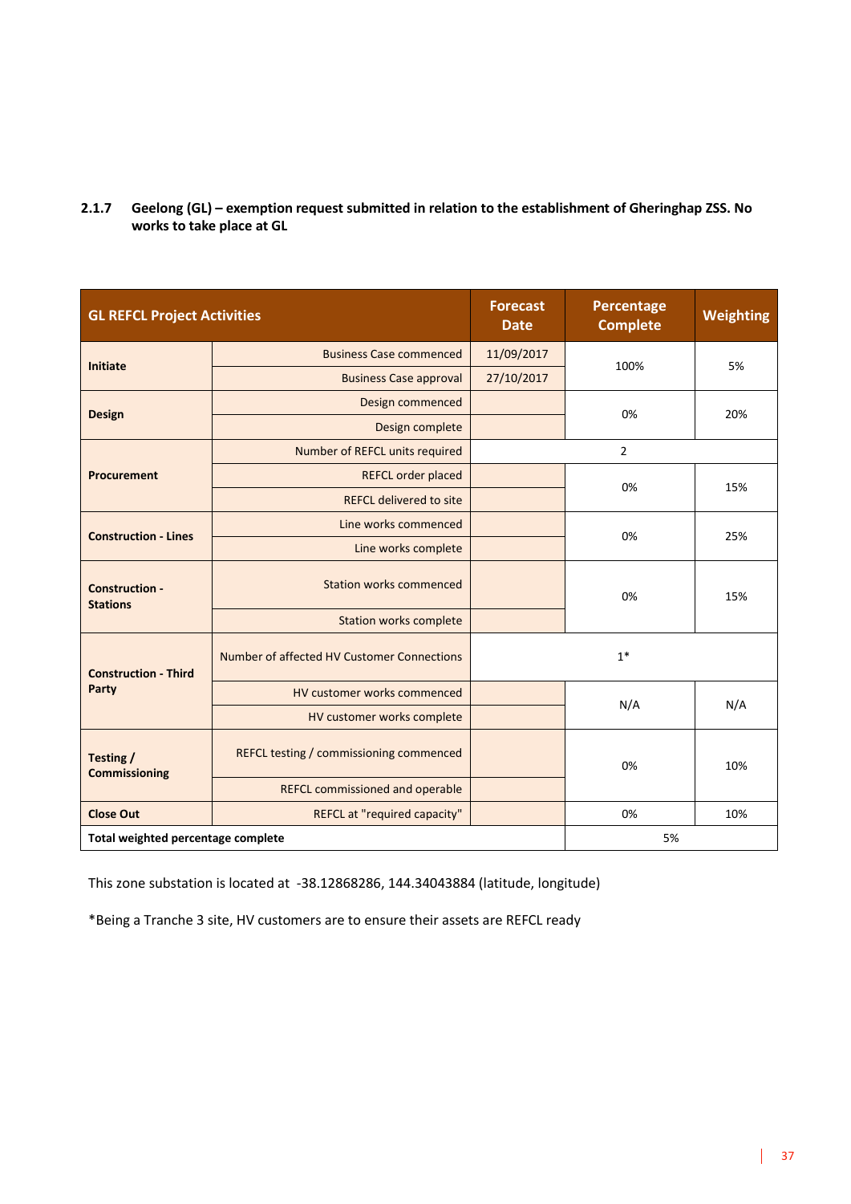### 2.1.7 Geelong (GL) – exemption request submitted in relation to the establishment of Gheringhap ZSS. No works to take place at GL

| GL REFCL Project Activities | | Forecast Date | Percentage Complete | Weighting |
|---|---|---|---|---|
| Initiate | Business Case commenced | 11/09/2017 | 100% | 5% |
| | Business Case approval | 27/10/2017 | | |
| Design | Design commenced | | 0% | 20% |
| | Design complete | | | |
| Procurement | Number of REFCL units required | 2 | | |
| | REFCL order placed | | 0% | 15% |
| | REFCL delivered to site | | | |
| Construction - Lines | Line works commenced | | 0% | 25% |
| | Line works complete | | | |
| Construction - Stations | Station works commenced | | 0% | 15% |
| | Station works complete | | | |
| Construction - Third Party | Number of affected HV Customer Connections | 1* | | |
| | HV customer works commenced | | N/A | N/A |
| | HV customer works complete | | | |
| Testing / Commissioning | REFCL testing / commissioning commenced | | 0% | 10% |
| | REFCL commissioned and operable | | | |
| Close Out | REFCL at "required capacity" | | 0% | 10% |
| Total weighted percentage complete | | | 5% | |

This zone substation is located at -38.12868286, 144.34043884 (latitude, longitude)

*Being a Tranche 3 site, HV customers are to ensure their assets are REFCL ready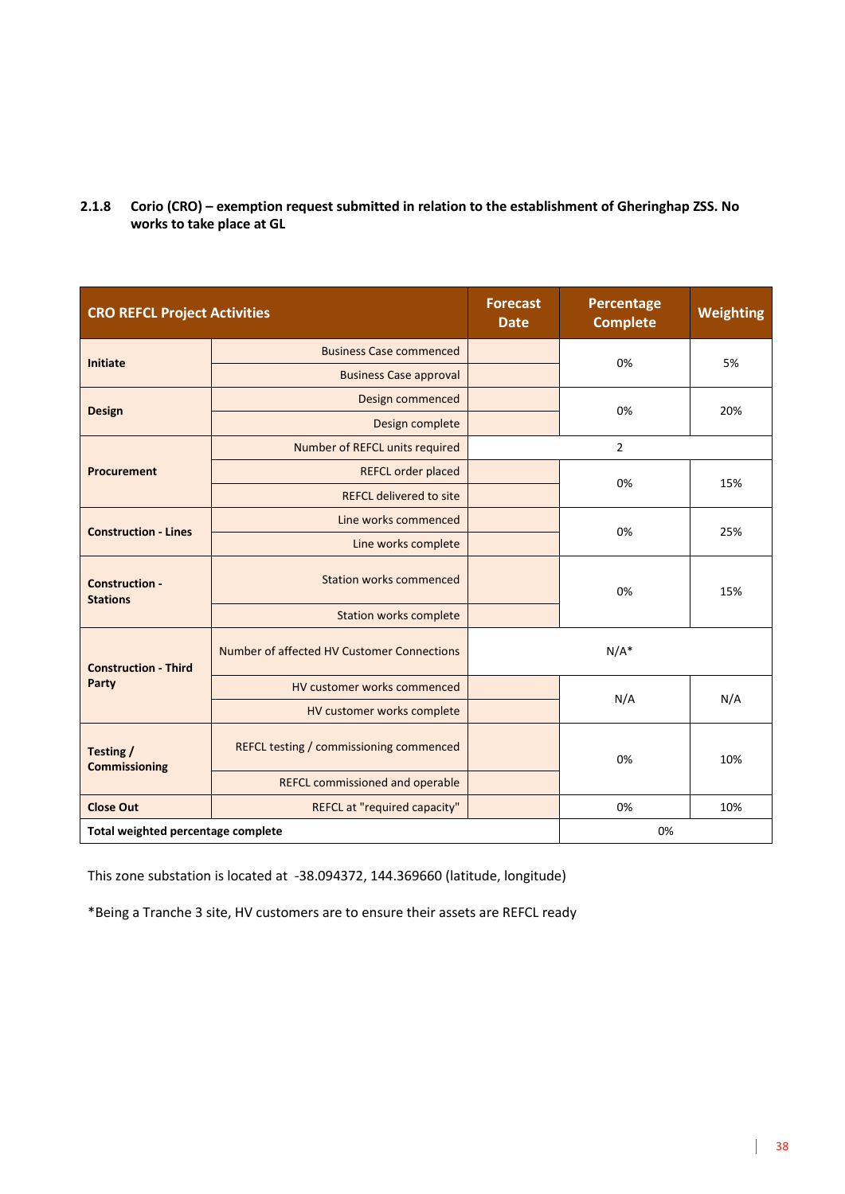### 2.1.8 Corio (CRO) – exemption request submitted in relation to the establishment of Gheringhap ZSS. No works to take place at GL

| CRO REFCL Project Activities | | Forecast Date | Percentage Complete | Weighting |
|---|---|---|---|---|
| Initiate | Business Case commenced | | 0% | 5% |
| | Business Case approval | | | |
| Design | Design commenced | | 0% | 20% |
| | Design complete | | | |
| Procurement | Number of REFCL units required | 2 | | |
| | REFCL order placed | | 0% | 15% |
| | REFCL delivered to site | | | |
| Construction - Lines | Line works commenced | | 0% | 25% |
| | Line works complete | | | |
| Construction - Stations | Station works commenced | | 0% | 15% |
| | Station works complete | | | |
| Construction - Third Party | Number of affected HV Customer Connections | N/A* | | |
| | HV customer works commenced | | N/A | N/A |
| | HV customer works complete | | | |
| Testing / Commissioning | REFCL testing / commissioning commenced | | 0% | 10% |
| | REFCL commissioned and operable | | | |
| Close Out | REFCL at "required capacity" | | 0% | 10% |
| Total weighted percentage complete | | | 0% | |

This zone substation is located at -38.094372, 144.369660 (latitude, longitude)

*Being a Tranche 3 site, HV customers are to ensure their assets are REFCL ready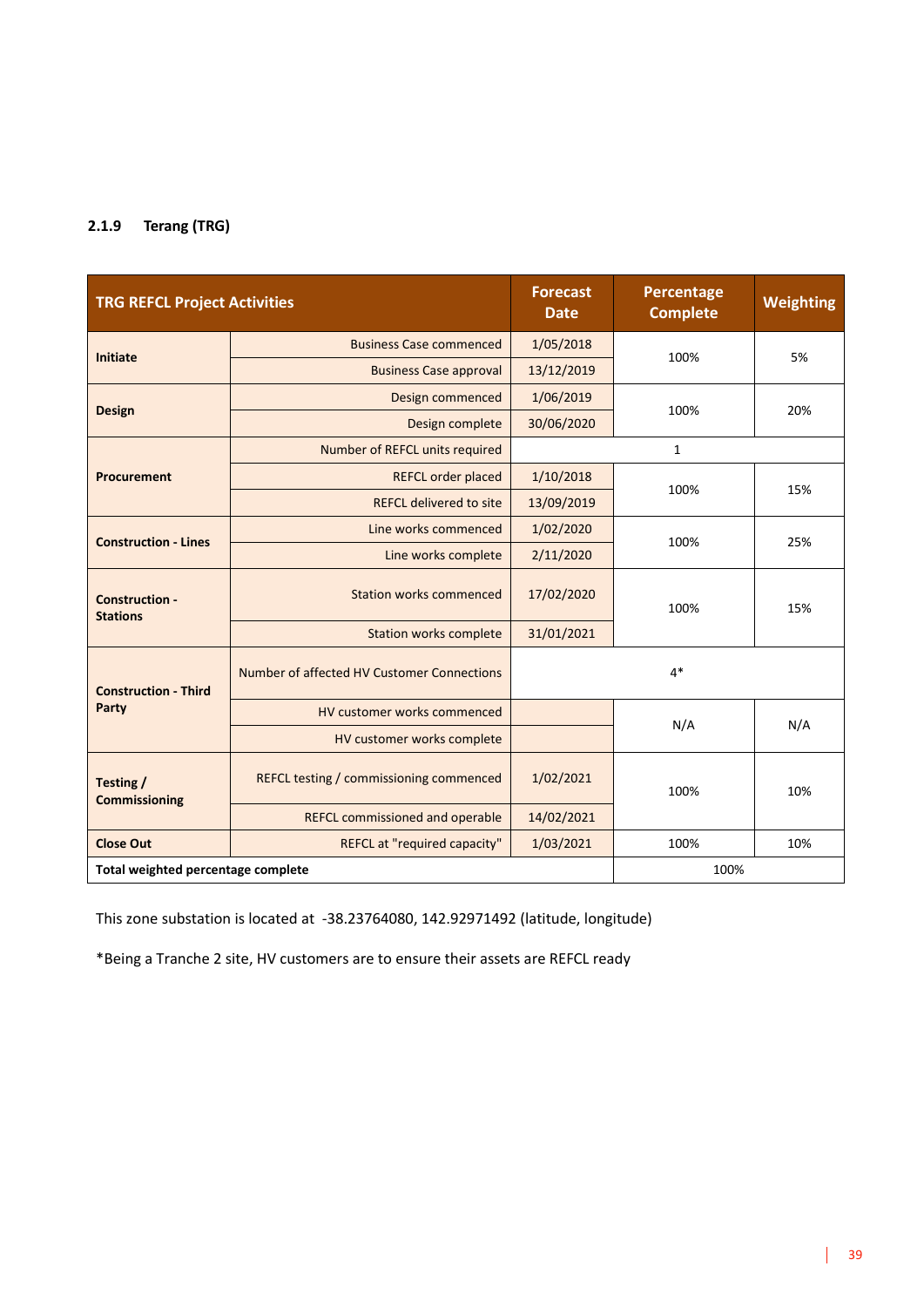### 2.1.9 Terang (TRG)

| TRG REFCL Project Activities | | Forecast Date | Percentage Complete | Weighting |
|---|---|---|---|---|
| **Initiate** | Business Case commenced | 1/05/2018 | 100% | 5% |
| | Business Case approval | 13/12/2019 | | |
| **Design** | Design commenced | 1/06/2019 | 100% | 20% |
| | Design complete | 30/06/2020 | | |
| **Procurement** | Number of REFCL units required | 1 | | |
| | REFCL order placed | 1/10/2018 | 100% | 15% |
| | REFCL delivered to site | 13/09/2019 | | |
| **Construction - Lines** | Line works commenced | 1/02/2020 | 100% | 25% |
| | Line works complete | 2/11/2020 | | |
| **Construction - Stations** | Station works commenced | 17/02/2020 | 100% | 15% |
| | Station works complete | 31/01/2021 | | |
| **Construction - Third Party** | Number of affected HV Customer Connections | 4* | | |
| | HV customer works commenced | | N/A | N/A |
| | HV customer works complete | | | |
| **Testing / Commissioning** | REFCL testing / commissioning commenced | 1/02/2021 | 100% | 10% |
| | REFCL commissioned and operable | 14/02/2021 | | |
| **Close Out** | REFCL at "required capacity" | 1/03/2021 | 100% | 10% |
| **Total weighted percentage complete** | | | 100% | |

This zone substation is located at -38.23764080, 142.92971492 (latitude, longitude)

*Being a Tranche 2 site, HV customers are to ensure their assets are REFCL ready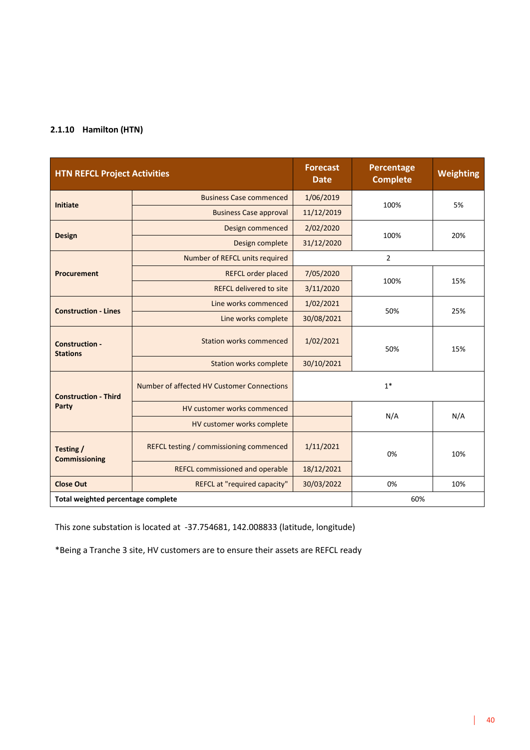### 2.1.10 Hamilton (HTN)

| HTN REFCL Project Activities | | Forecast Date | Percentage Complete | Weighting |
|---|---|---|---|---|
| **Initiate** | Business Case commenced | 1/06/2019 | 100% | 5% |
| | Business Case approval | 11/12/2019 | | |
| **Design** | Design commenced | 2/02/2020 | 100% | 20% |
| | Design complete | 31/12/2020 | | |
| **Procurement** | Number of REFCL units required | 2 | | |
| | REFCL order placed | 7/05/2020 | 100% | 15% |
| | REFCL delivered to site | 3/11/2020 | | |
| **Construction - Lines** | Line works commenced | 1/02/2021 | 50% | 25% |
| | Line works complete | 30/08/2021 | | |
| **Construction - Stations** | Station works commenced | 1/02/2021 | 50% | 15% |
| | Station works complete | 30/10/2021 | | |
| **Construction - Third Party** | Number of affected HV Customer Connections | 1* | | |
| | HV customer works commenced | | N/A | N/A |
| | HV customer works complete | | | |
| **Testing / Commissioning** | REFCL testing / commissioning commenced | 1/11/2021 | 0% | 10% |
| | REFCL commissioned and operable | 18/12/2021 | | |
| **Close Out** | REFCL at "required capacity" | 30/03/2022 | 0% | 10% |
| **Total weighted percentage complete** | | | 60% | |

This zone substation is located at -37.754681, 142.008833 (latitude, longitude)

*Being a Tranche 3 site, HV customers are to ensure their assets are REFCL ready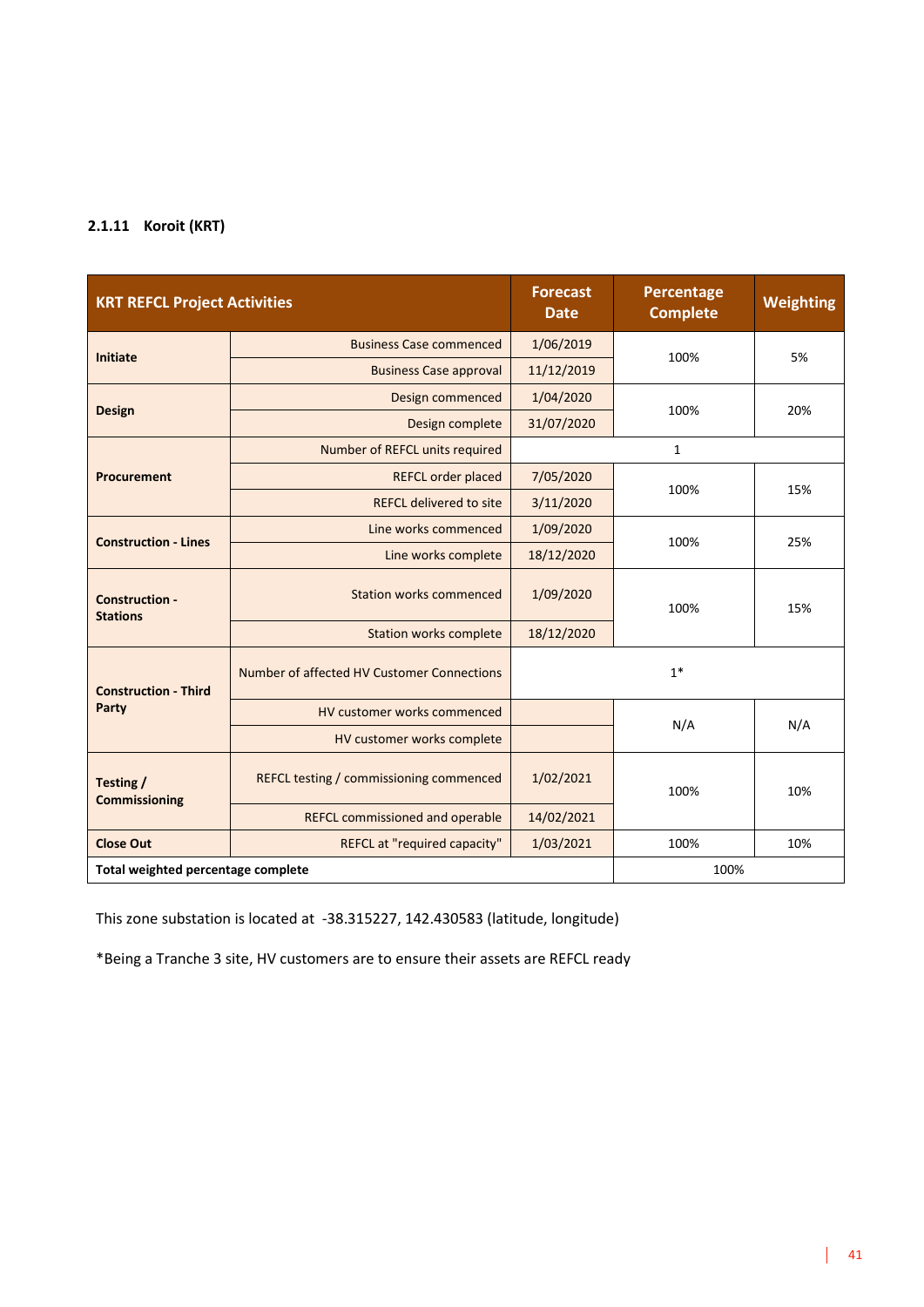### 2.1.11 Koroit (KRT)

| KRT REFCL Project Activities | | Forecast Date | Percentage Complete | Weighting |
|---|---|---|---|---|
| Initiate | Business Case commenced | 1/06/2019 | 100% | 5% |
| | Business Case approval | 11/12/2019 | | |
| Design | Design commenced | 1/04/2020 | 100% | 20% |
| | Design complete | 31/07/2020 | | |
| Procurement | Number of REFCL units required | 1 | | |
| | REFCL order placed | 7/05/2020 | 100% | 15% |
| | REFCL delivered to site | 3/11/2020 | | |
| Construction - Lines | Line works commenced | 1/09/2020 | 100% | 25% |
| | Line works complete | 18/12/2020 | | |
| Construction - Stations | Station works commenced | 1/09/2020 | 100% | 15% |
| | Station works complete | 18/12/2020 | | |
| Construction - Third Party | Number of affected HV Customer Connections | 1* | | |
| | HV customer works commenced | | N/A | N/A |
| | HV customer works complete | | | |
| Testing / Commissioning | REFCL testing / commissioning commenced | 1/02/2021 | 100% | 10% |
| | REFCL commissioned and operable | 14/02/2021 | | |
| Close Out | REFCL at "required capacity" | 1/03/2021 | 100% | 10% |
| Total weighted percentage complete | | | 100% | |

This zone substation is located at -38.315227, 142.430583 (latitude, longitude)

*Being a Tranche 3 site, HV customers are to ensure their assets are REFCL ready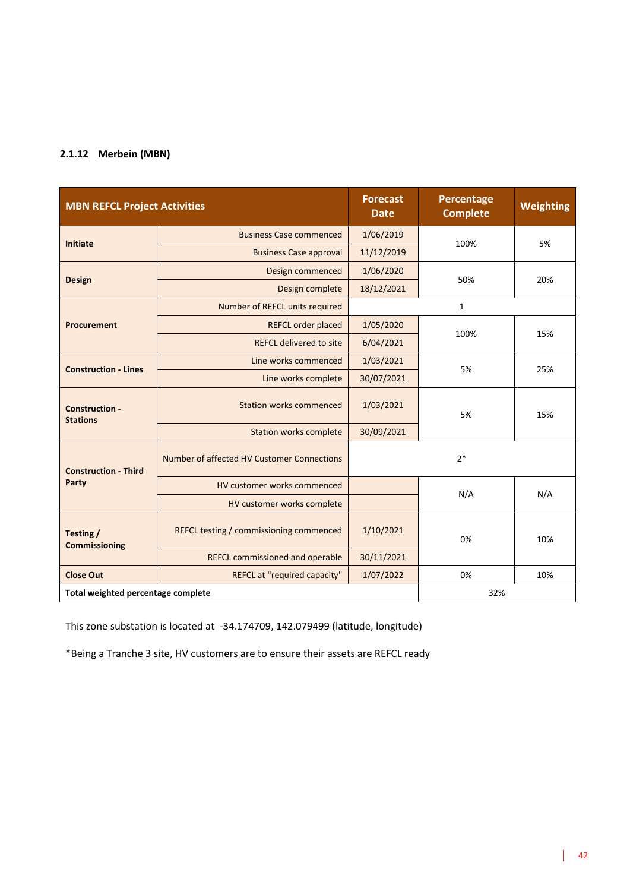### 2.1.12 Merbein (MBN)

| MBN REFCL Project Activities | | Forecast Date | Percentage Complete | Weighting |
|---|---|---|---|---|
| Initiate | Business Case commenced | 1/06/2019 | 100% | 5% |
| | Business Case approval | 11/12/2019 | | |
| Design | Design commenced | 1/06/2020 | 50% | 20% |
| | Design complete | 18/12/2021 | | |
| Procurement | Number of REFCL units required | 1 | | |
| | REFCL order placed | 1/05/2020 | 100% | 15% |
| | REFCL delivered to site | 6/04/2021 | | |
| Construction - Lines | Line works commenced | 1/03/2021 | 5% | 25% |
| | Line works complete | 30/07/2021 | | |
| Construction - Stations | Station works commenced | 1/03/2021 | 5% | 15% |
| | Station works complete | 30/09/2021 | | |
| Construction - Third Party | Number of affected HV Customer Connections | 2* | | |
| | HV customer works commenced | | N/A | N/A |
| | HV customer works complete | | | |
| Testing / Commissioning | REFCL testing / commissioning commenced | 1/10/2021 | 0% | 10% |
| | REFCL commissioned and operable | 30/11/2021 | | |
| Close Out | REFCL at "required capacity" | 1/07/2022 | 0% | 10% |
| Total weighted percentage complete | | | 32% | |

This zone substation is located at -34.174709, 142.079499 (latitude, longitude)

*Being a Tranche 3 site, HV customers are to ensure their assets are REFCL ready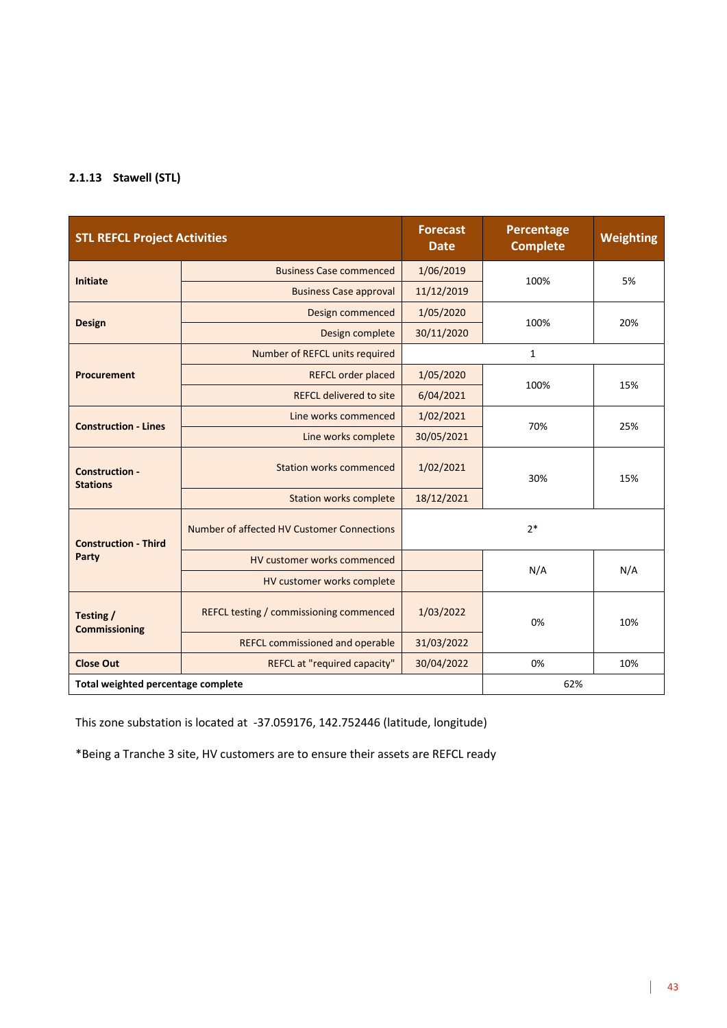### 2.1.13 Stawell (STL)

| STL REFCL Project Activities | | Forecast Date | Percentage Complete | Weighting |
|---|---|---|---|---|
| **Initiate** | Business Case commenced | 1/06/2019 | 100% | 5% |
| | Business Case approval | 11/12/2019 | | |
| **Design** | Design commenced | 1/05/2020 | 100% | 20% |
| | Design complete | 30/11/2020 | | |
| **Procurement** | Number of REFCL units required | 1 | | |
| | REFCL order placed | 1/05/2020 | 100% | 15% |
| | REFCL delivered to site | 6/04/2021 | | |
| **Construction - Lines** | Line works commenced | 1/02/2021 | 70% | 25% |
| | Line works complete | 30/05/2021 | | |
| **Construction - Stations** | Station works commenced | 1/02/2021 | 30% | 15% |
| | Station works complete | 18/12/2021 | | |
| **Construction - Third Party** | Number of affected HV Customer Connections | 2* | | |
| | HV customer works commenced | | N/A | N/A |
| | HV customer works complete | | | |
| **Testing / Commissioning** | REFCL testing / commissioning commenced | 1/03/2022 | 0% | 10% |
| | REFCL commissioned and operable | 31/03/2022 | | |
| **Close Out** | REFCL at "required capacity" | 30/04/2022 | 0% | 10% |
| **Total weighted percentage complete** | | | 62% | |

This zone substation is located at -37.059176, 142.752446 (latitude, longitude)

*Being a Tranche 3 site, HV customers are to ensure their assets are REFCL ready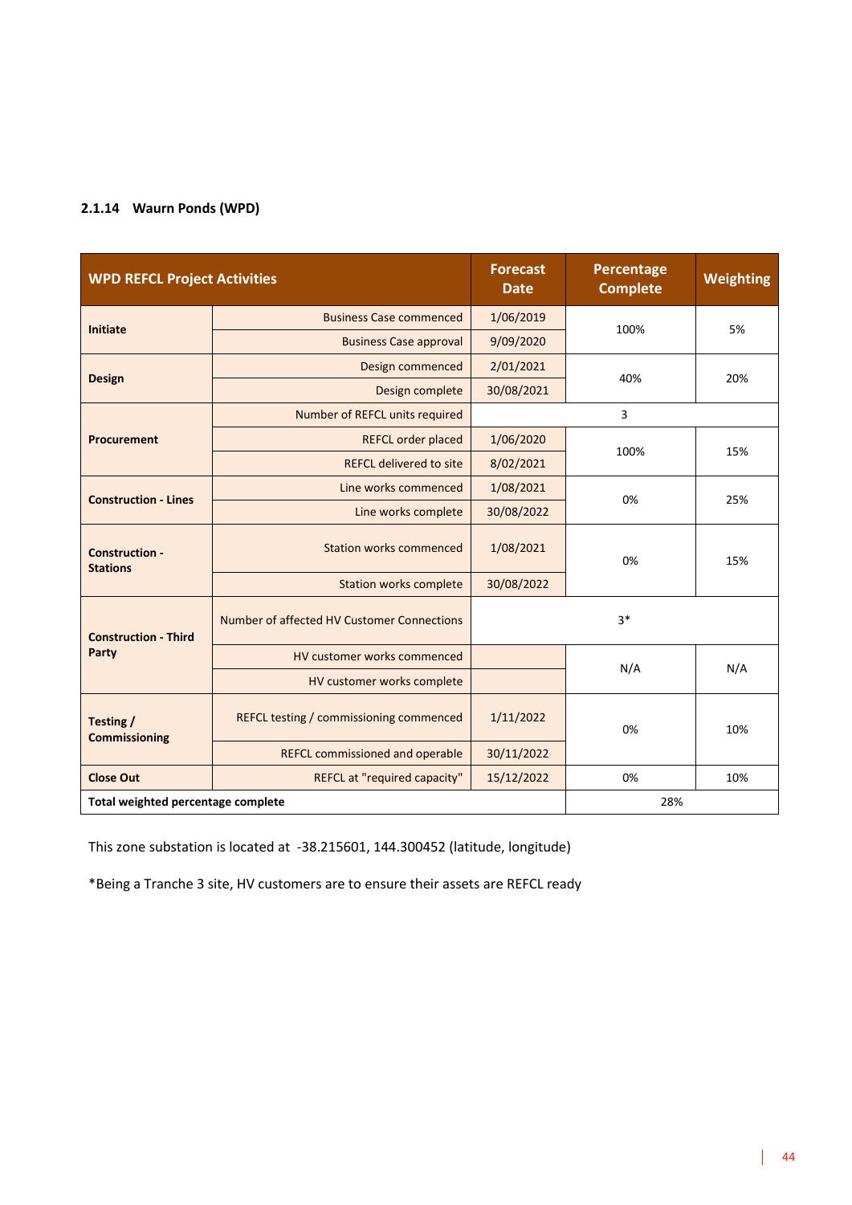### 2.1.14 Waurn Ponds (WPD)

| WPD REFCL Project Activities | | Forecast Date | Percentage Complete | Weighting |
|---|---|---|---|---|
| **Initiate** | Business Case commenced | 1/06/2019 | 100% | 5% |
| | Business Case approval | 9/09/2020 | | |
| **Design** | Design commenced | 2/01/2021 | 40% | 20% |
| | Design complete | 30/08/2021 | | |
| **Procurement** | Number of REFCL units required | 3 | | |
| | REFCL order placed | 1/06/2020 | 100% | 15% |
| | REFCL delivered to site | 8/02/2021 | | |
| **Construction - Lines** | Line works commenced | 1/08/2021 | 0% | 25% |
| | Line works complete | 30/08/2022 | | |
| **Construction - Stations** | Station works commenced | 1/08/2021 | 0% | 15% |
| | Station works complete | 30/08/2022 | | |
| **Construction - Third Party** | Number of affected HV Customer Connections | 3* | | |
| | HV customer works commenced | | N/A | N/A |
| | HV customer works complete | | | |
| **Testing / Commissioning** | REFCL testing / commissioning commenced | 1/11/2022 | 0% | 10% |
| | REFCL commissioned and operable | 30/11/2022 | | |
| **Close Out** | REFCL at "required capacity" | 15/12/2022 | 0% | 10% |
| **Total weighted percentage complete** | | | 28% | |

This zone substation is located at -38.215601, 144.300452 (latitude, longitude)

*Being a Tranche 3 site, HV customers are to ensure their assets are REFCL ready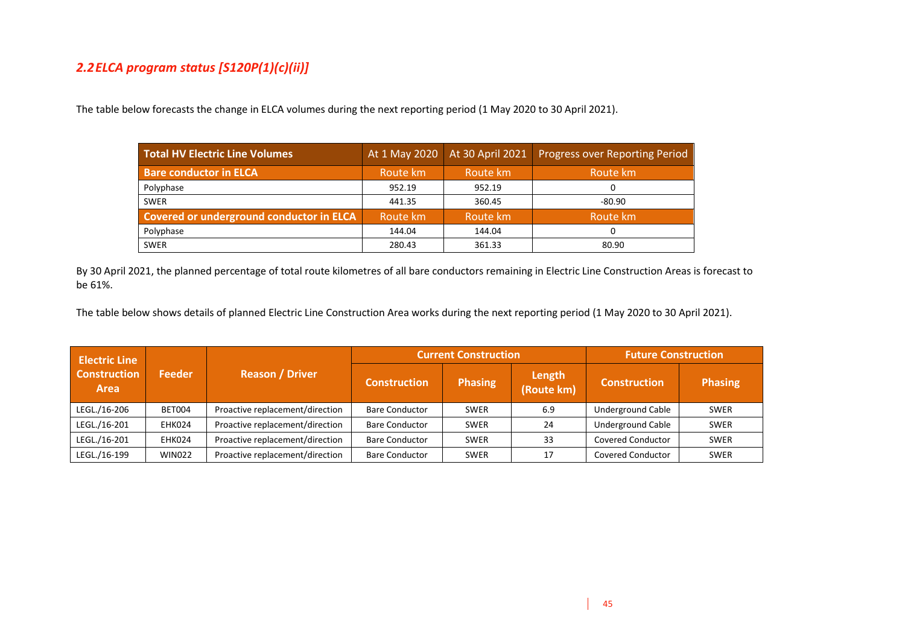## *2.2 ELCA program status [S120P(1)(c)(ii)]*

The table below forecasts the change in ELCA volumes during the next reporting period (1 May 2020 to 30 April 2021).

| Total HV Electric Line Volumes | At 1 May 2020 | At 30 April 2021 | Progress over Reporting Period |
|---|---|---|---|
| **Bare conductor in ELCA** | Route km | Route km | Route km |
| Polyphase | 952.19 | 952.19 | 0 |
| SWER | 441.35 | 360.45 | -80.90 |
| **Covered or underground conductor in ELCA** | Route km | Route km | Route km |
| Polyphase | 144.04 | 144.04 | 0 |
| SWER | 280.43 | 361.33 | 80.90 |

By 30 April 2021, the planned percentage of total route kilometres of all bare conductors remaining in Electric Line Construction Areas is forecast to be 61%.

The table below shows details of planned Electric Line Construction Area works during the next reporting period (1 May 2020 to 30 April 2021).

| Electric Line Construction Area | Feeder | Reason / Driver | Current Construction | | | Future Construction | |
|---|---|---|---|---|---|---|---|
| | | | Construction | Phasing | Length (Route km) | Construction | Phasing |
| LEGL./16-206 | BET004 | Proactive replacement/direction | Bare Conductor | SWER | 6.9 | Underground Cable | SWER |
| LEGL./16-201 | EHK024 | Proactive replacement/direction | Bare Conductor | SWER | 24 | Underground Cable | SWER |
| LEGL./16-201 | EHK024 | Proactive replacement/direction | Bare Conductor | SWER | 33 | Covered Conductor | SWER |
| LEGL./16-199 | WIN022 | Proactive replacement/direction | Bare Conductor | SWER | 17 | Covered Conductor | SWER |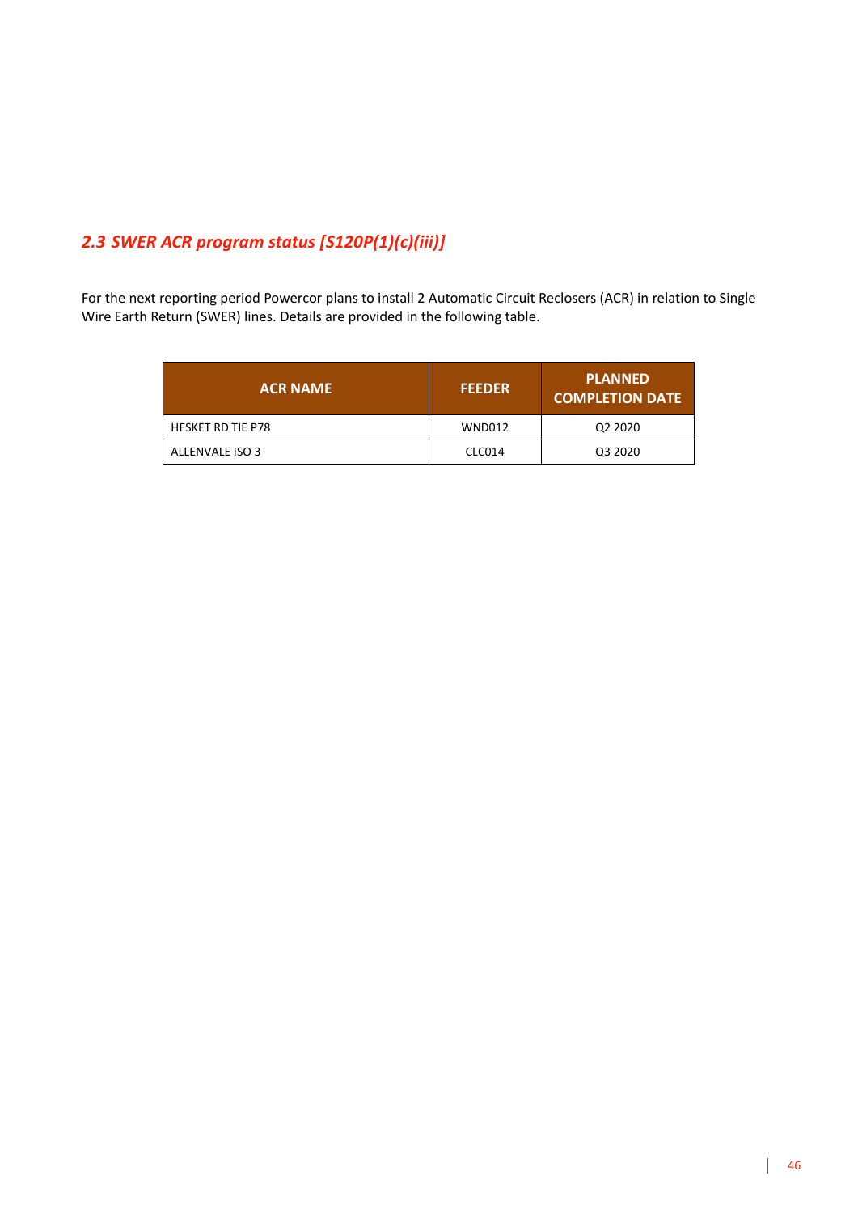## *2.3 SWER ACR program status [S120P(1)(c)(iii)]*

For the next reporting period Powercor plans to install 2 Automatic Circuit Reclosers (ACR) in relation to Single Wire Earth Return (SWER) lines. Details are provided in the following table.

| ACR NAME | FEEDER | PLANNED COMPLETION DATE |
|---|---|---|
| HESKET RD TIE P78 | WND012 | Q2 2020 |
| ALLENVALE ISO 3 | CLC014 | Q3 2020 |